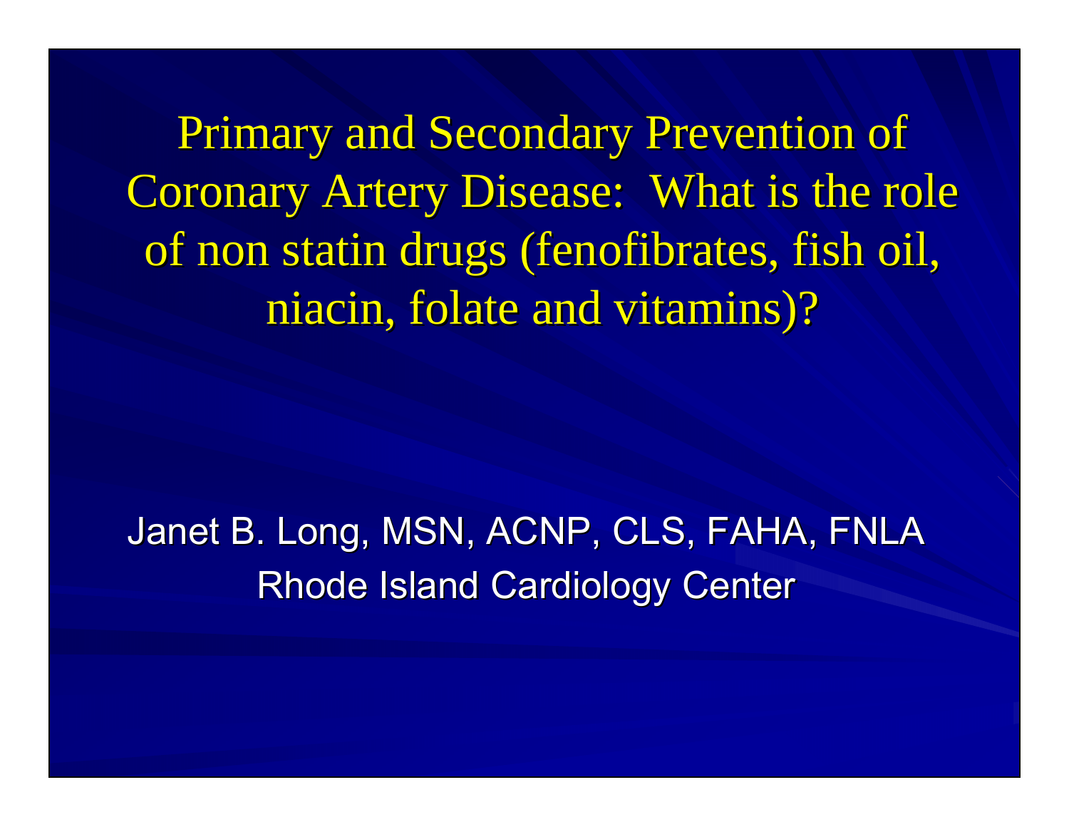# Primary and Secondary Prevention of Coronary Artery Disease: What is the role of non statin drugs (fenofibrates, fish oil, niacin, folate and vitamins)?

Janet B. Long, MSN, ACNP, CLS, FAHA, FNLA

Rhode Island Cardiology Center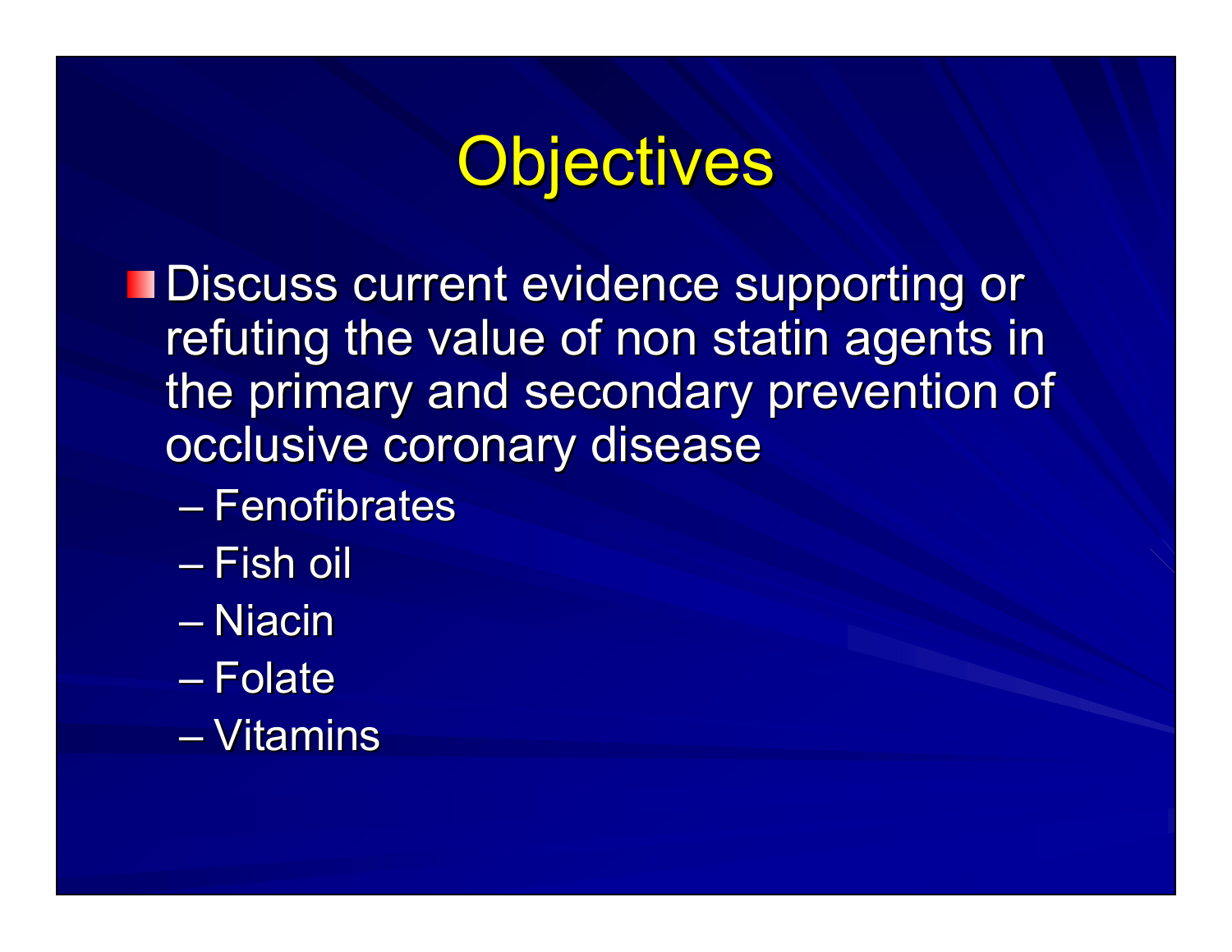# Objectives

- Discuss current evidence supporting or refuting the value of non statin agents in the primary and secondary prevention of occlusive coronary disease
  - Fenofibrates
  - Fish oil
  - Niacin
  - Folate
  - Vitamins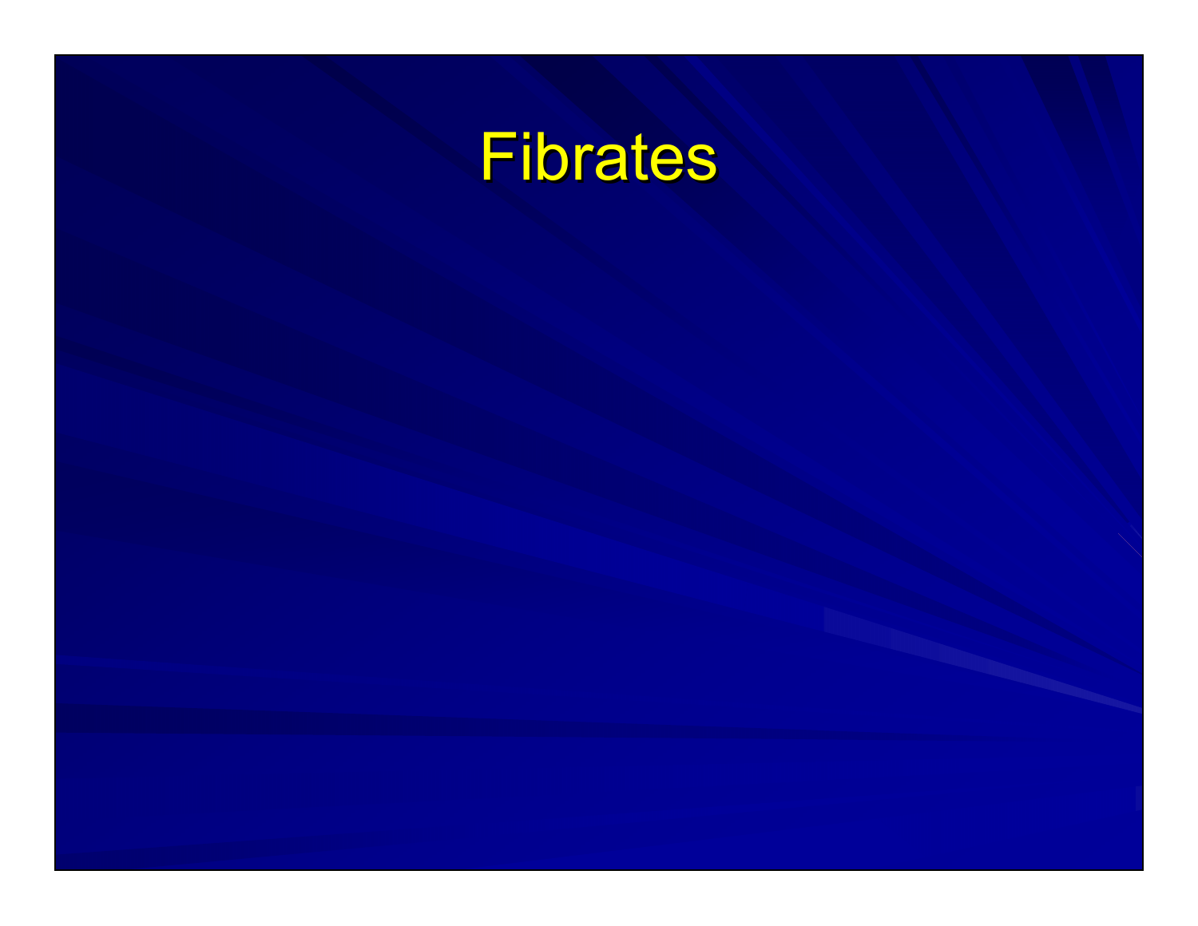# Fibrates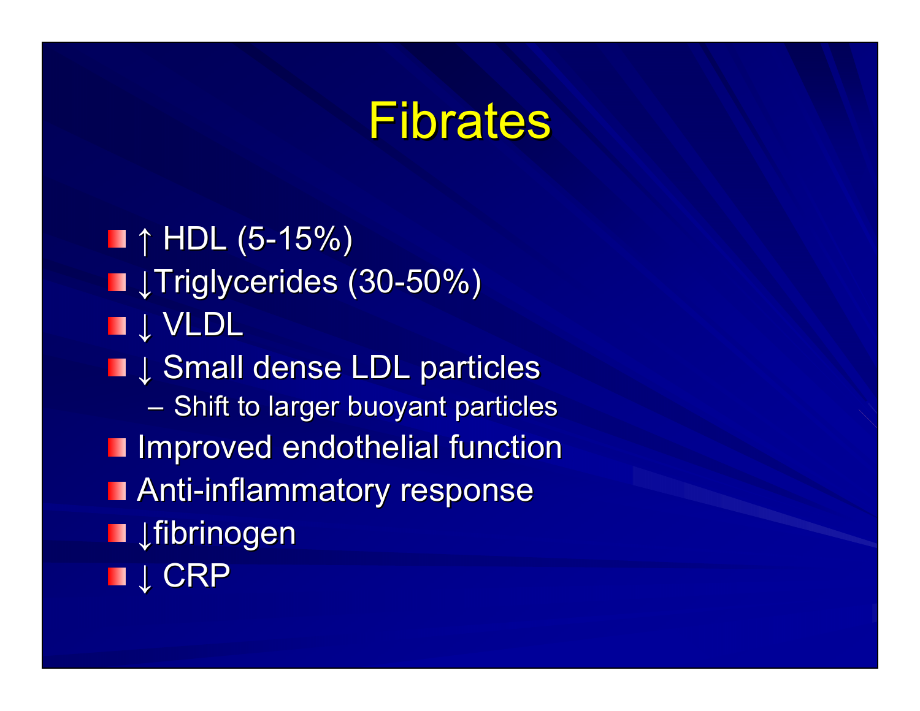# Fibrates

- ↑ HDL (5-15%)
- ↓Triglycerides (30-50%)
- ↓ VLDL
- ↓ Small dense LDL particles
  - Shift to larger buoyant particles
- Improved endothelial function
- Anti-inflammatory response
- ↓fibrinogen
- ↓ CRP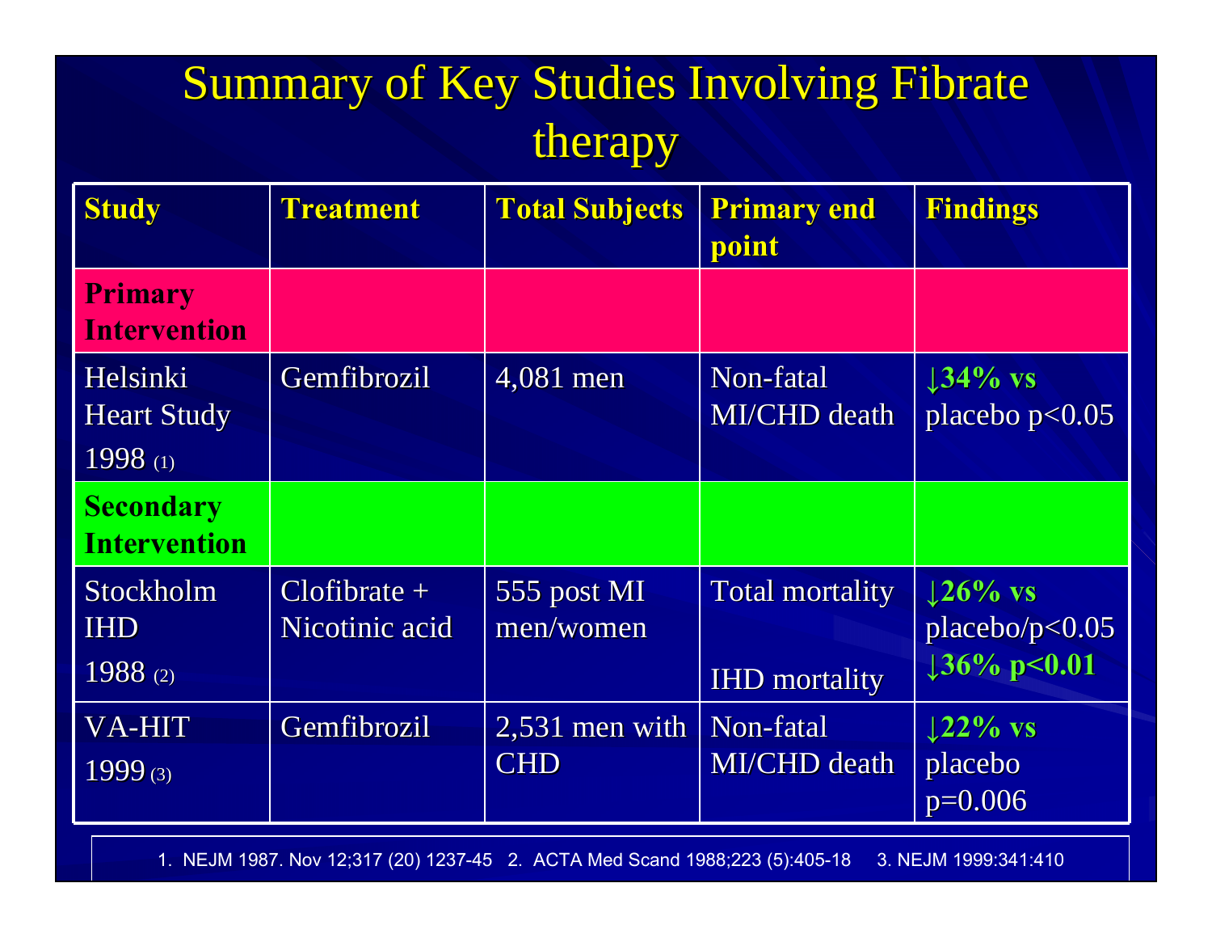# Summary of Key Studies Involving Fibrate therapy

| Study | Treatment | Total Subjects | Primary end point | Findings |
|---|---|---|---|---|
| **Primary Intervention** | | | | |
| Helsinki Heart Study 1998 (1) | Gemfibrozil | 4,081 men | Non-fatal MI/CHD death | **↓34% vs** placebo $p<0.05$ |
| **Secondary Intervention** | | | | |
| Stockholm IHD 1988 (2) | Clofibrate + Nicotinic acid | 555 post MI men/women | Total mortality<br>IHD mortality | **↓26% vs** placebo/$p<0.05$<br>**↓36% $p<0.01$** |
| VA-HIT 1999 (3) | Gemfibrozil | 2,531 men with CHD | Non-fatal MI/CHD death | **↓22% vs** placebo $p=0.006$ |

1. NEJM 1987. Nov 12;317 (20) 1237-45 2. ACTA Med Scand 1988;223 (5):405-18 3. NEJM 1999:341:410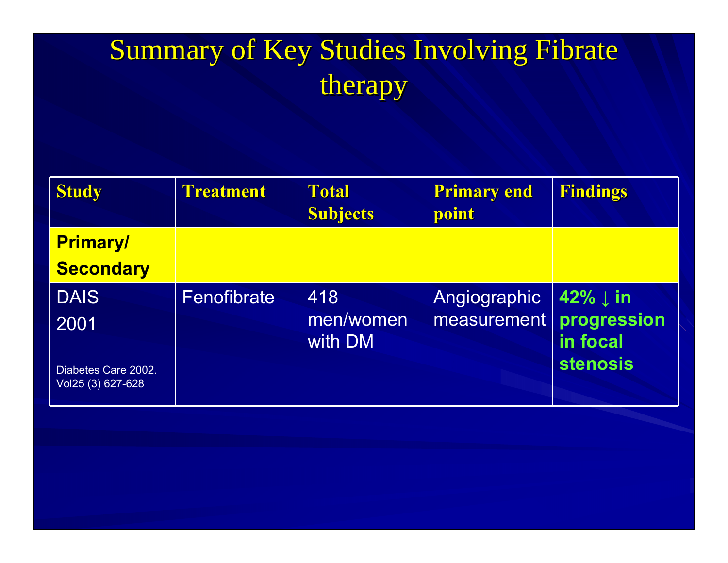# Summary of Key Studies Involving Fibrate therapy

| Study | Treatment | Total Subjects | Primary end point | Findings |
|---|---|---|---|---|
| **Primary/ Secondary** | | | | |
| DAIS 2001<br><br>Diabetes Care 2002. Vol25 (3) 627-628 | Fenofibrate | 418 men/women with DM | Angiographic measurement | **42% ↓ in progression in focal stenosis** |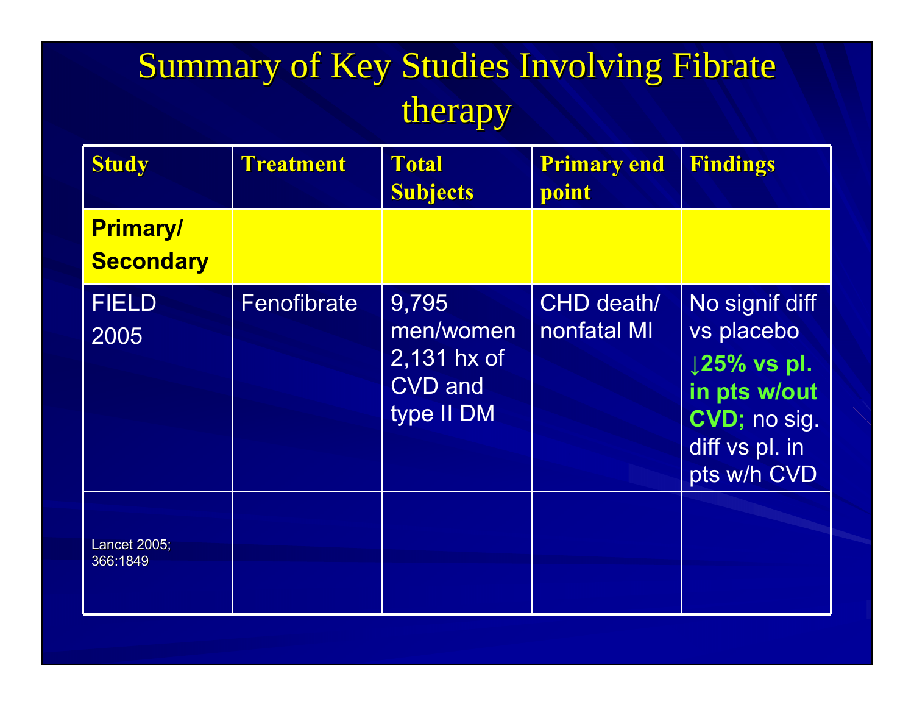# Summary of Key Studies Involving Fibrate therapy

| Study | Treatment | Total Subjects | Primary end point | Findings |
|---|---|---|---|---|
| **Primary/ Secondary** | | | | |
| FIELD 2005 | Fenofibrate | 9,795 men/women 2,131 hx of CVD and type II DM | CHD death/ nonfatal MI | No signif diff vs placebo **↓25% vs pl. in pts w/out CVD;** no sig. diff vs pl. in pts w/h CVD |
| Lancet 2005; 366:1849 | | | | |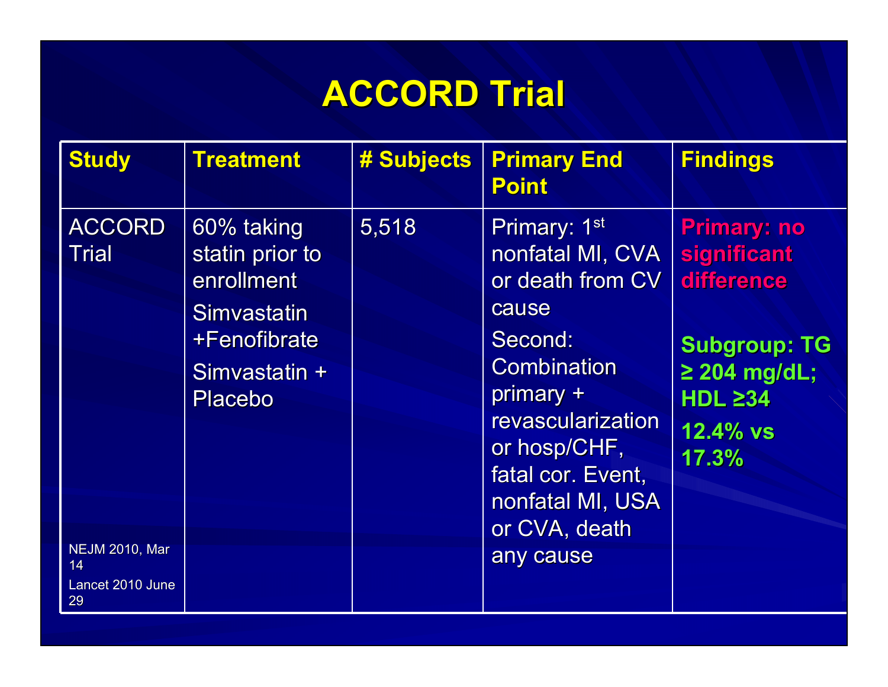# ACCORD Trial

| Study | Treatment | # Subjects | Primary End Point | Findings |
|---|---|---|---|---|
| ACCORD Trial<br><br>NEJM 2010, Mar 14<br>Lancet 2010 June 29 | 60% taking statin prior to enrollment<br>Simvastatin +Fenofibrate<br>Simvastatin + Placebo | 5,518 | Primary: 1st nonfatal MI, CVA or death from CV cause<br>Second: Combination primary + revascularization or hosp/CHF, fatal cor. Event, nonfatal MI, USA or CVA, death any cause | **Primary: no significant difference**<br><br>**Subgroup: TG ≥ 204 mg/dL; HDL ≥34**<br>**12.4% vs 17.3%** |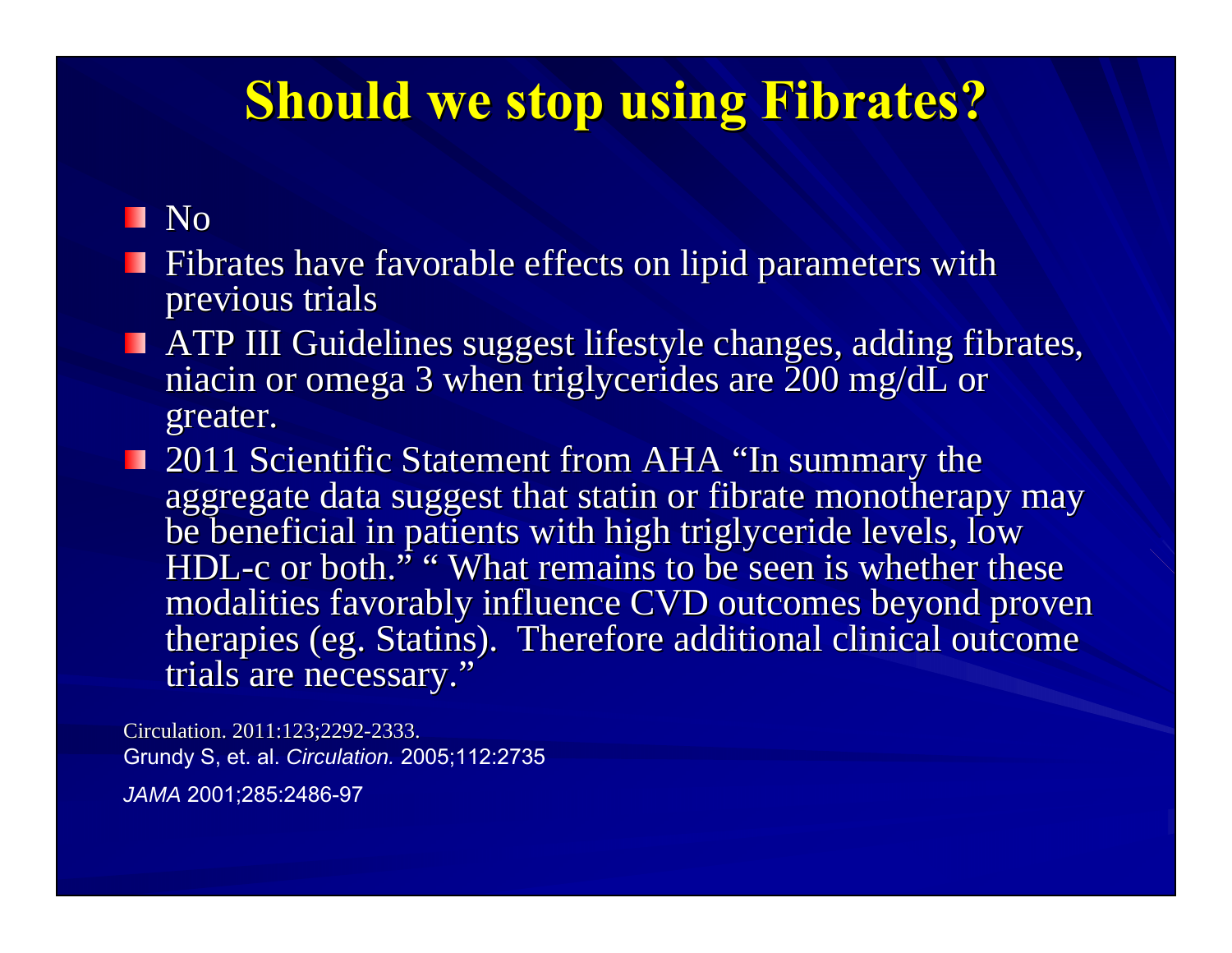# Should we stop using Fibrates?

- No
- Fibrates have favorable effects on lipid parameters with previous trials
- ATP III Guidelines suggest lifestyle changes, adding fibrates, niacin or omega 3 when triglycerides are 200 mg/dL or greater.
- 2011 Scientific Statement from AHA "In summary the aggregate data suggest that statin or fibrate monotherapy may be beneficial in patients with high triglyceride levels, low HDL-c or both." " What remains to be seen is whether these modalities favorably influence CVD outcomes beyond proven therapies (eg. Statins). Therefore additional clinical outcome trials are necessary."

Circulation. 2011:123;2292-2333.
Grundy S, et. al. *Circulation.* 2005;112:2735
*JAMA* 2001;285:2486-97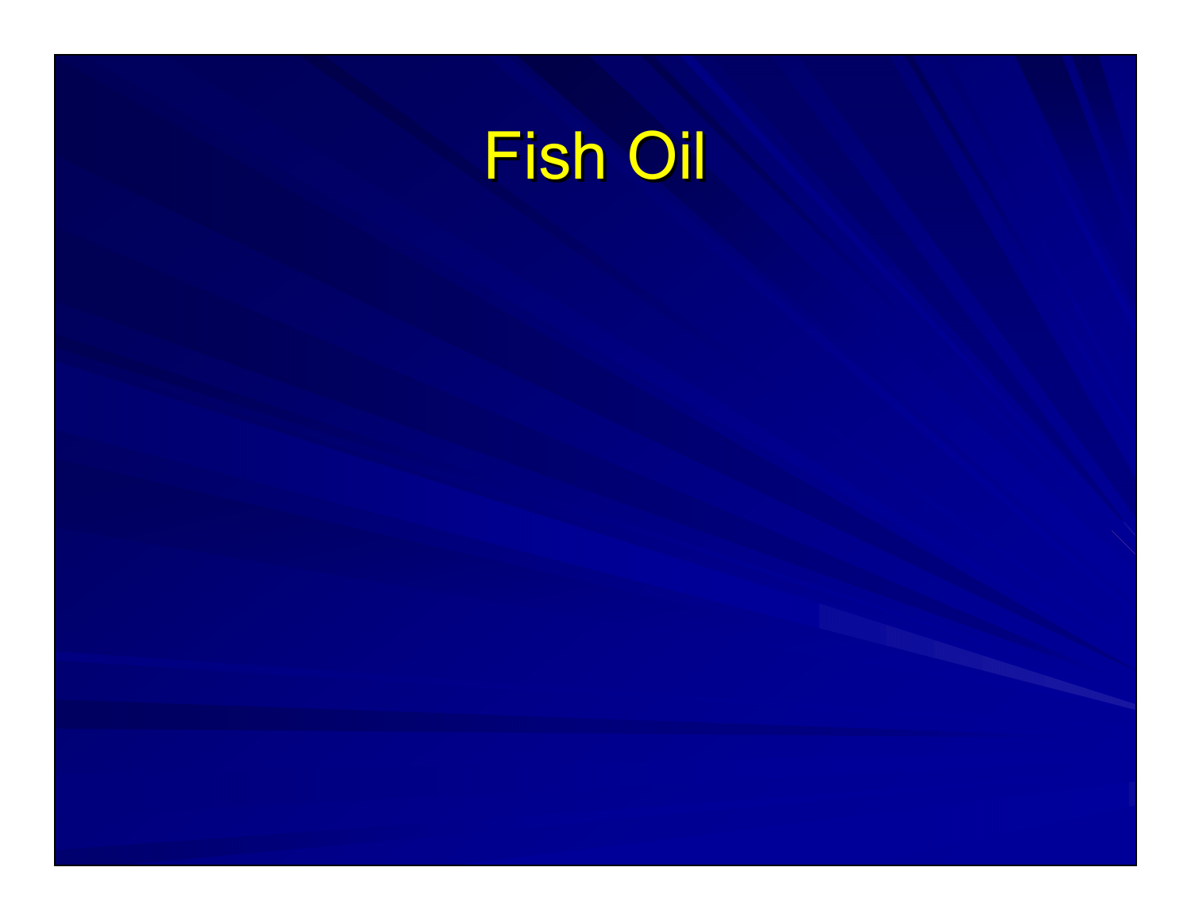# Fish Oil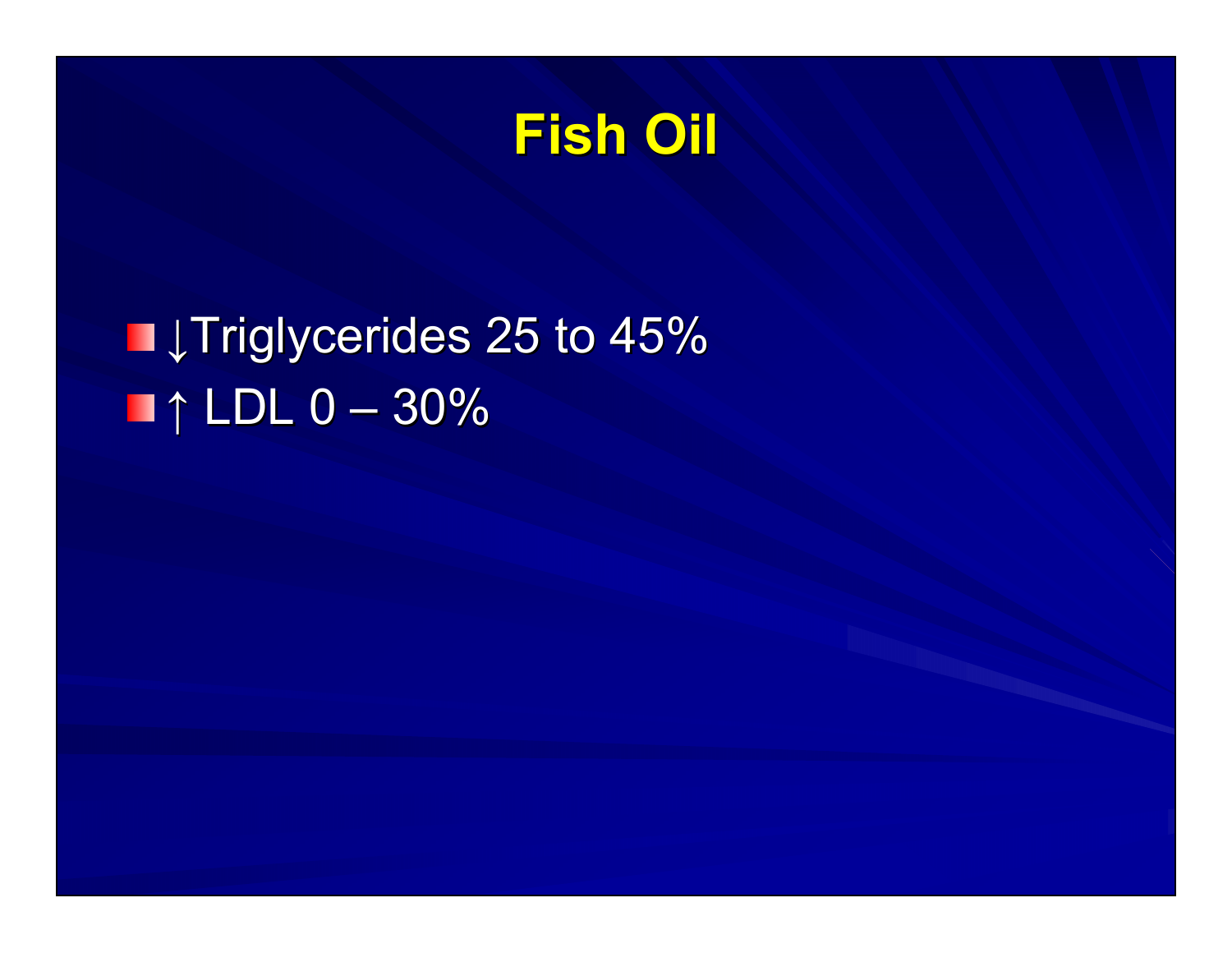# Fish Oil

- ↓Triglycerides 25 to 45%
- ↑ LDL 0 – 30%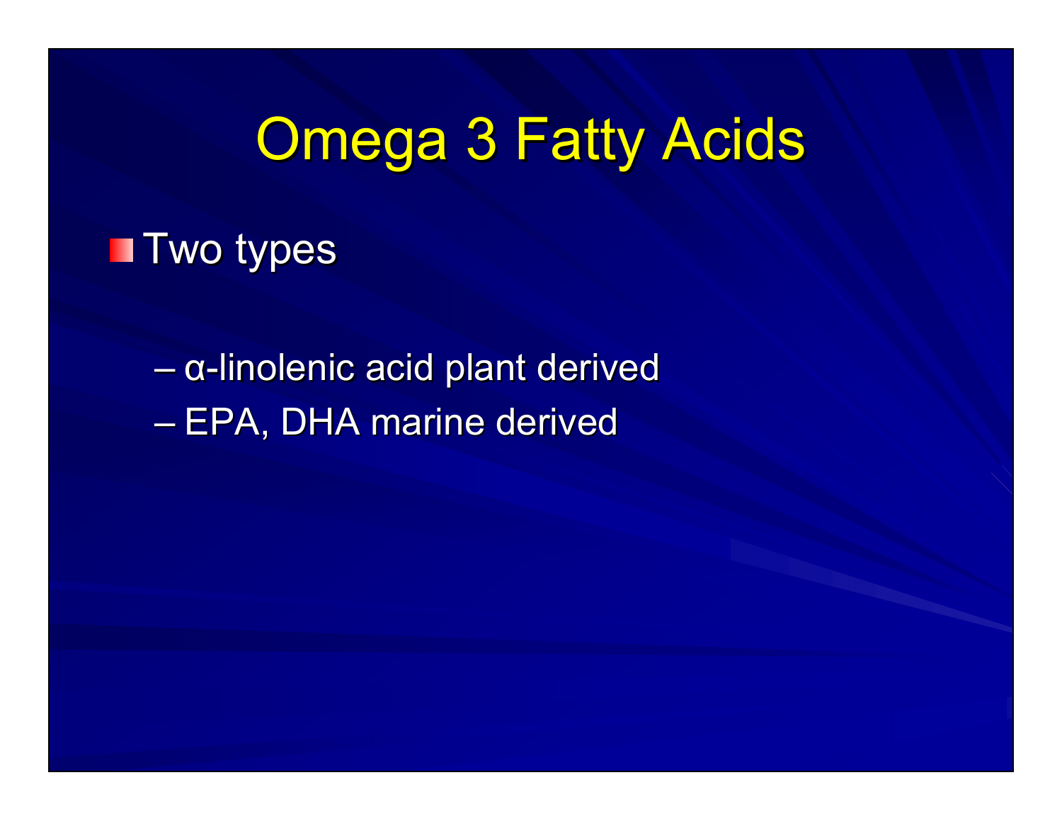# Omega 3 Fatty Acids

- Two types
  - α-linolenic acid plant derived
  - EPA, DHA marine derived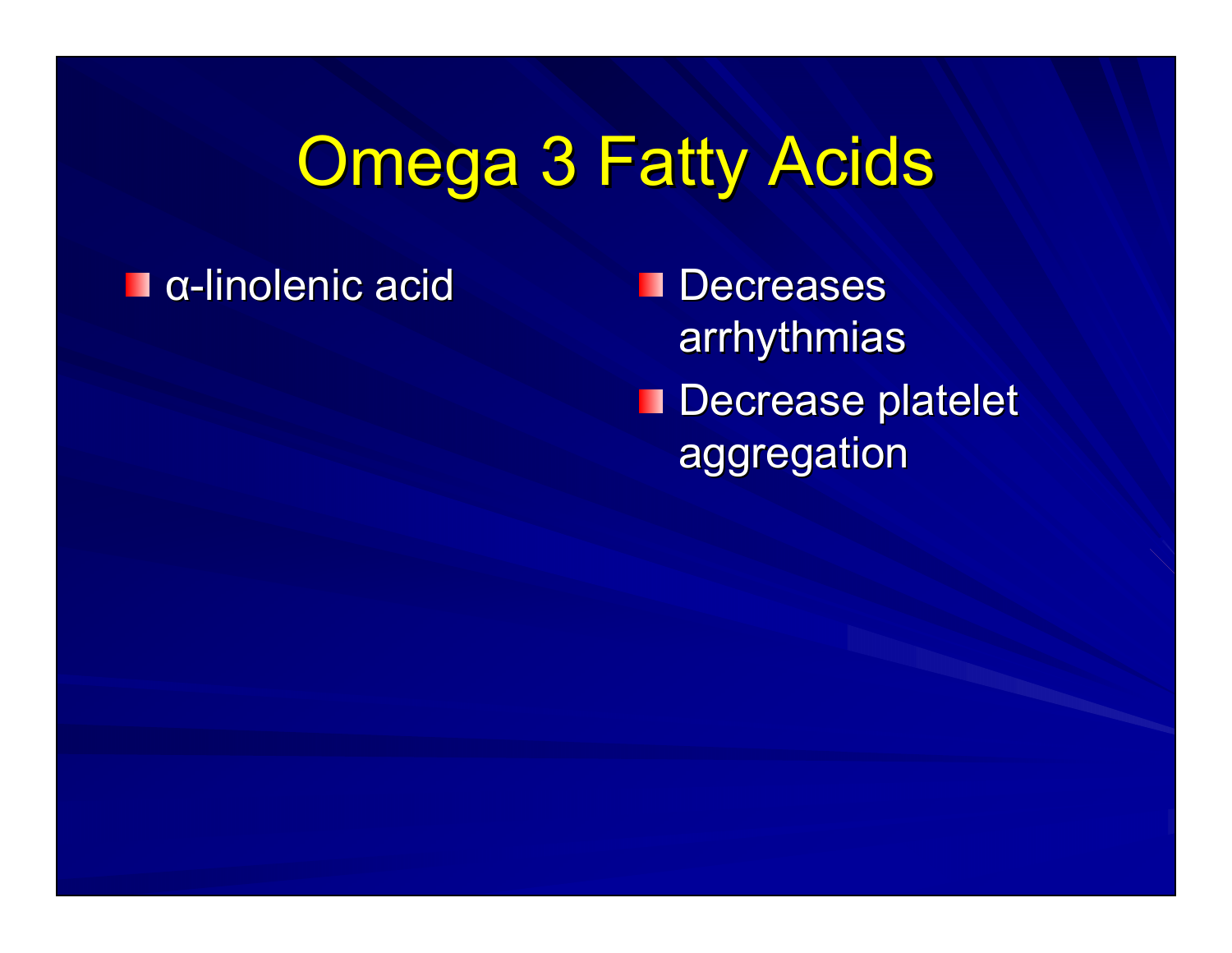# Omega 3 Fatty Acids

- α-linolenic acid

- Decreases arrhythmias
- Decrease platelet aggregation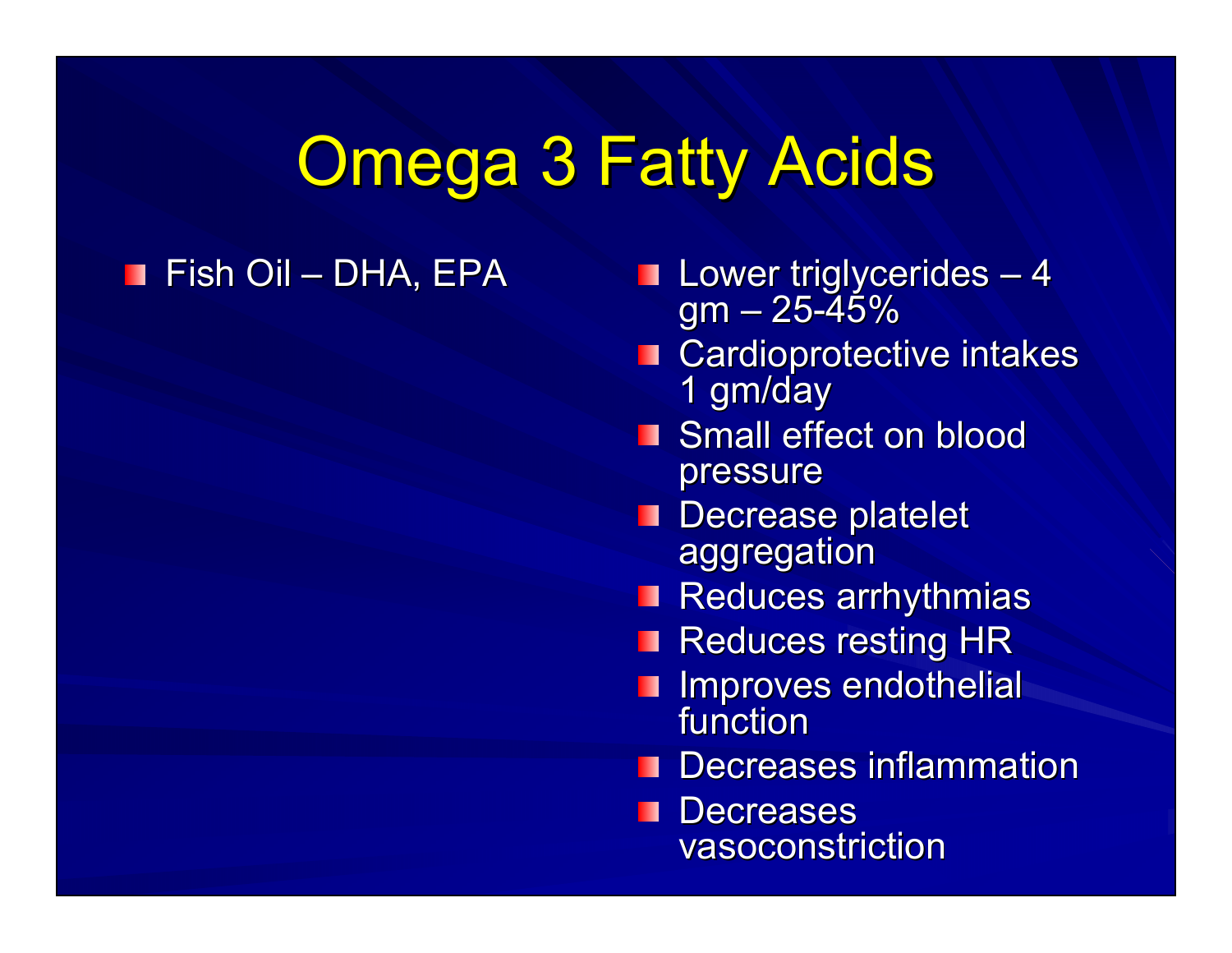# Omega 3 Fatty Acids

- Fish Oil – DHA, EPA

- Lower triglycerides – 4 gm – 25-45%
- Cardioprotective intakes 1 gm/day
- Small effect on blood pressure
- Decrease platelet aggregation
- Reduces arrhythmias
- Reduces resting HR
- Improves endothelial function
- Decreases inflammation
- Decreases vasoconstriction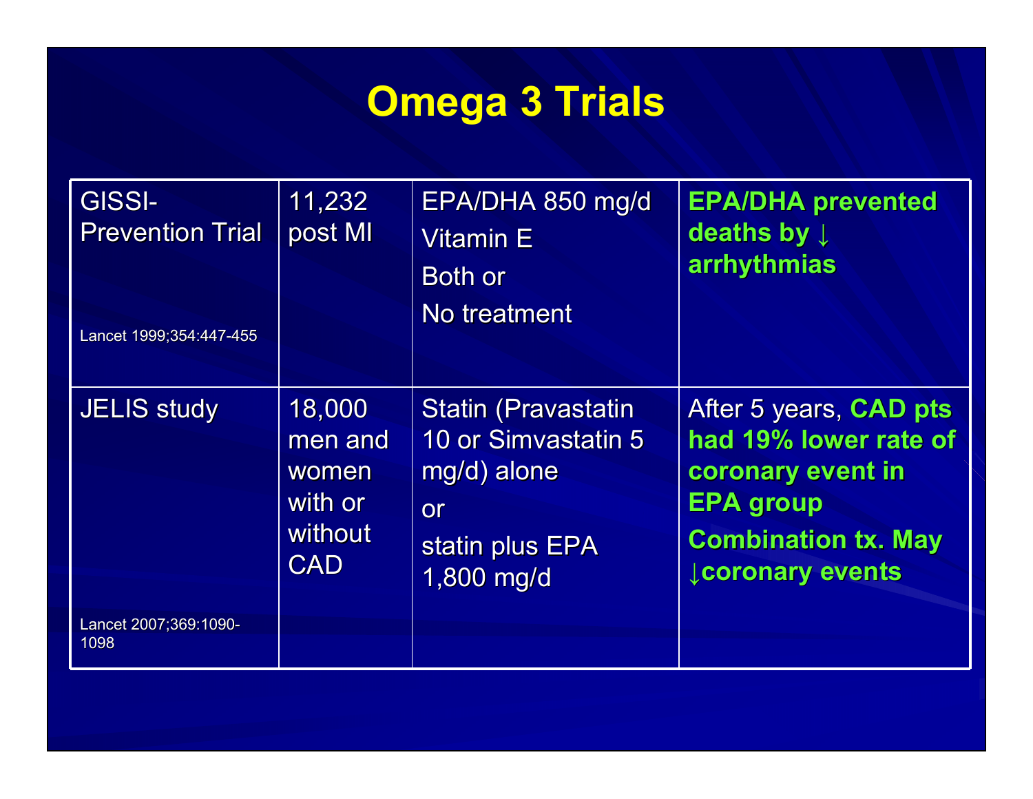# Omega 3 Trials

| | | | |
|---|---|---|---|
| GISSI-Prevention Trial<br><br>Lancet 1999;354:447-455 | 11,232 post MI | EPA/DHA 850 mg/d<br>Vitamin E<br>Both or<br>No treatment | **EPA/DHA prevented deaths by ↓ arrhythmias** |
| JELIS study<br><br>Lancet 2007;369:1090-1098 | 18,000 men and women with or without CAD | Statin (Pravastatin 10 or Simvastatin 5 mg/d) alone<br>or<br>statin plus EPA 1,800 mg/d | After 5 years, **CAD pts had 19% lower rate of coronary event in EPA group**<br>**Combination tx. May ↓coronary events** |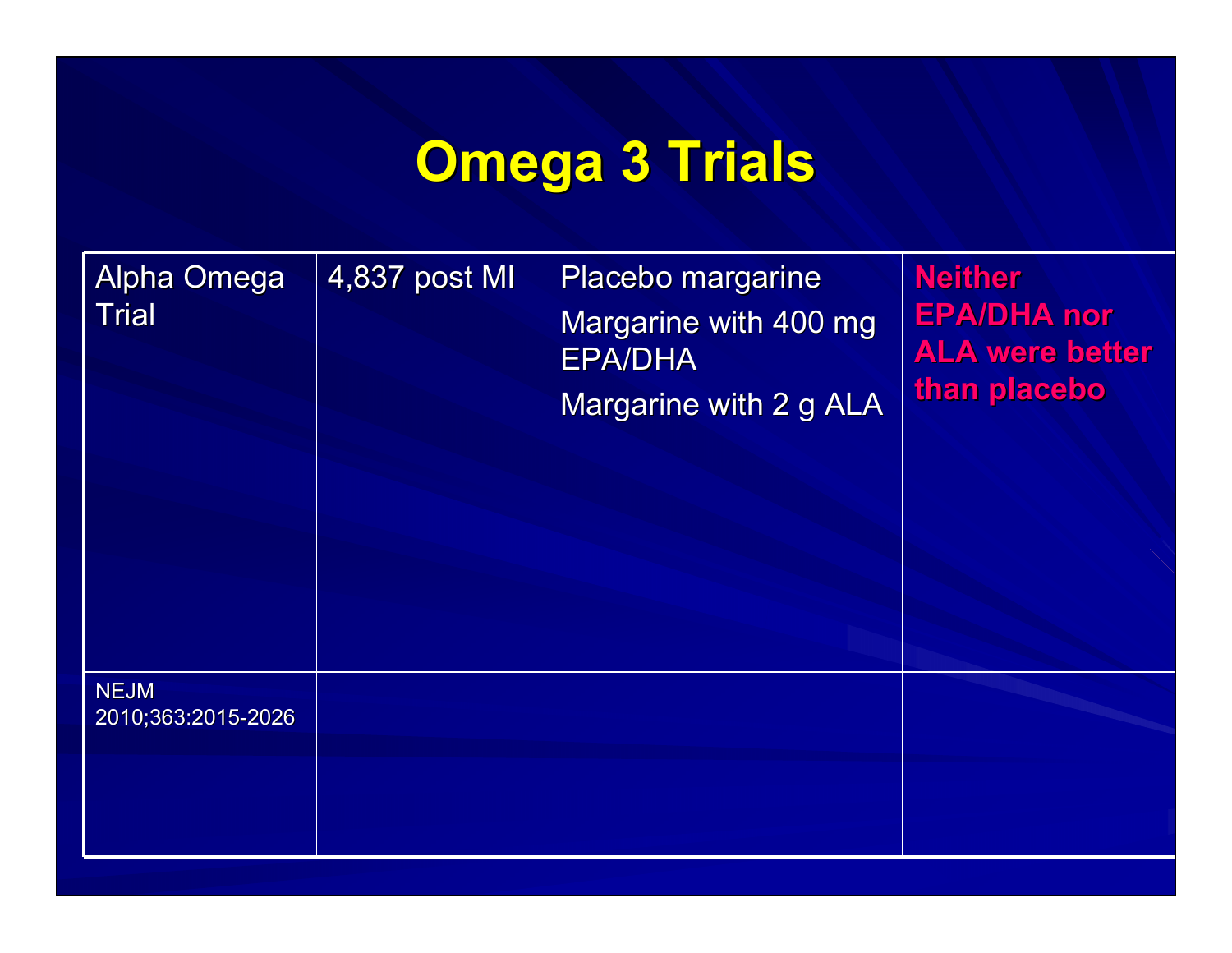# Omega 3 Trials

| | | | |
|---|---|---|---|
| Alpha Omega Trial | 4,837 post MI | Placebo margarine<br>Margarine with 400 mg EPA/DHA<br>Margarine with 2 g ALA | **Neither EPA/DHA nor ALA were better than placebo** |
| NEJM 2010;363:2015-2026 | | | |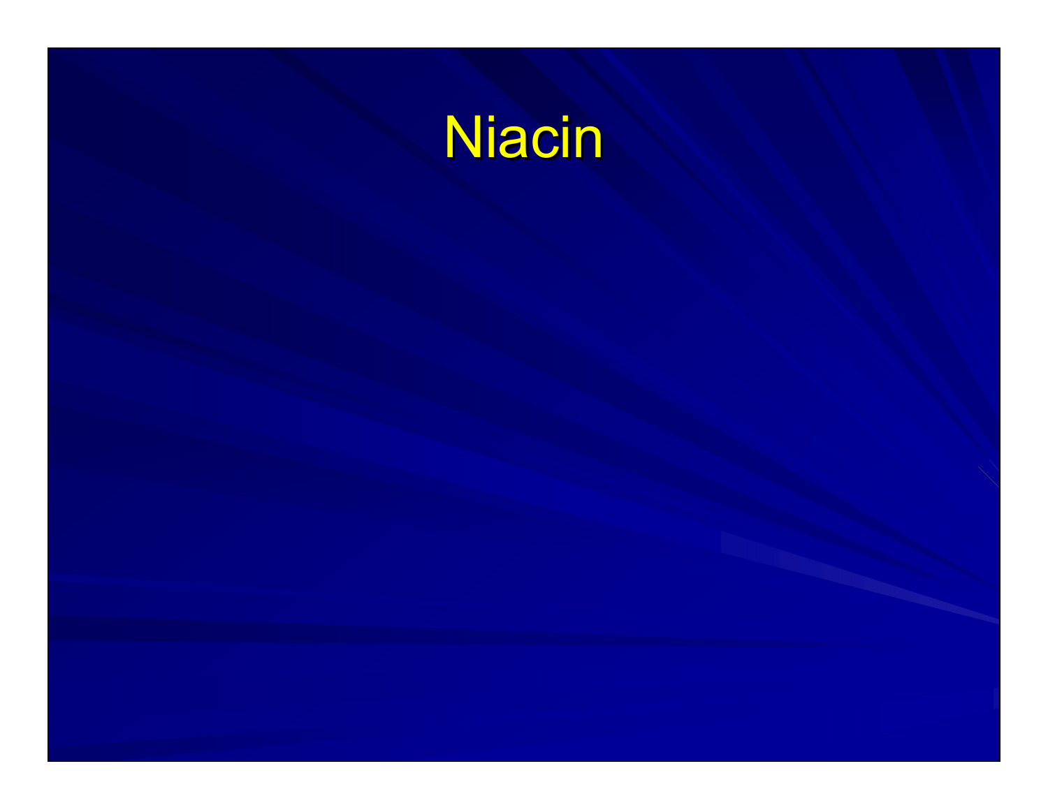# Niacin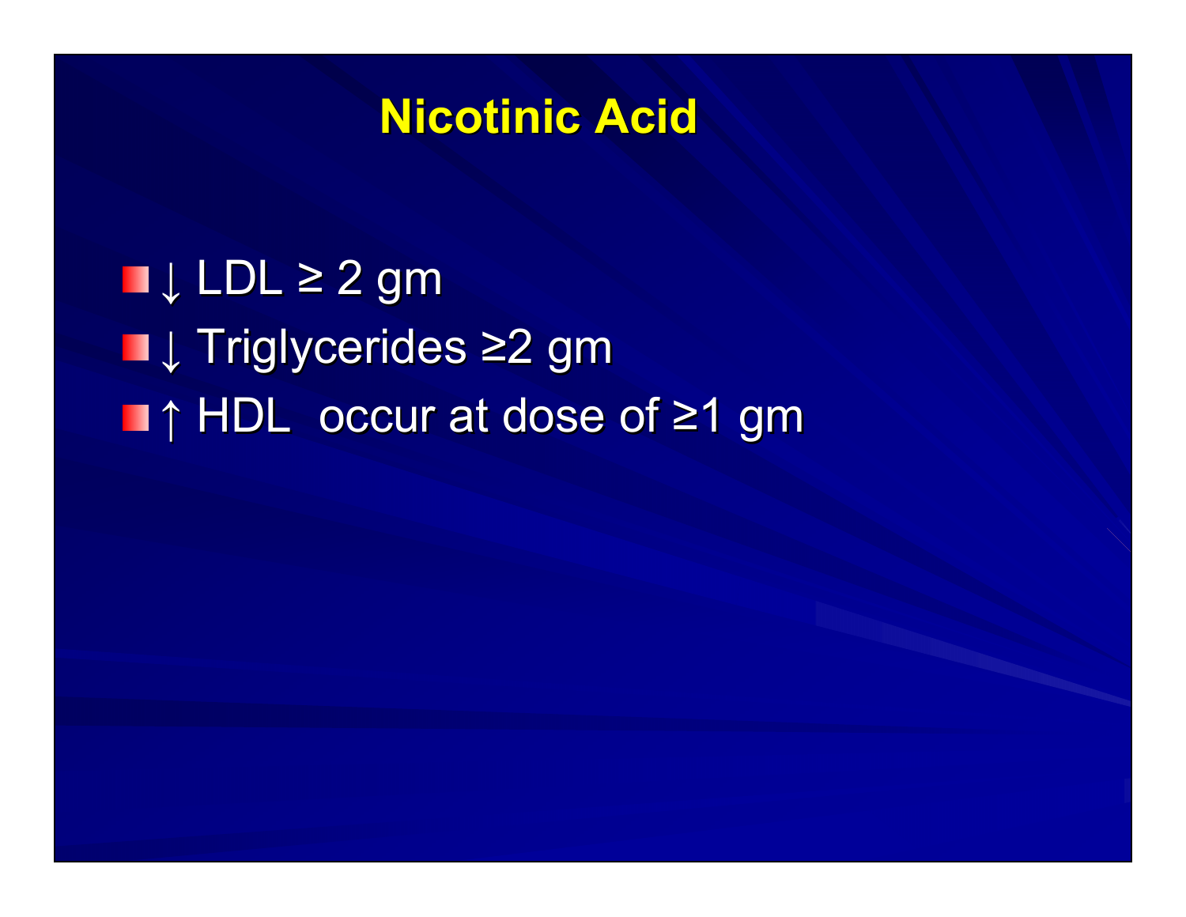# Nicotinic Acid

- ↓ LDL ≥ 2 gm
- ↓ Triglycerides ≥2 gm
- ↑ HDL  occur at dose of ≥1 gm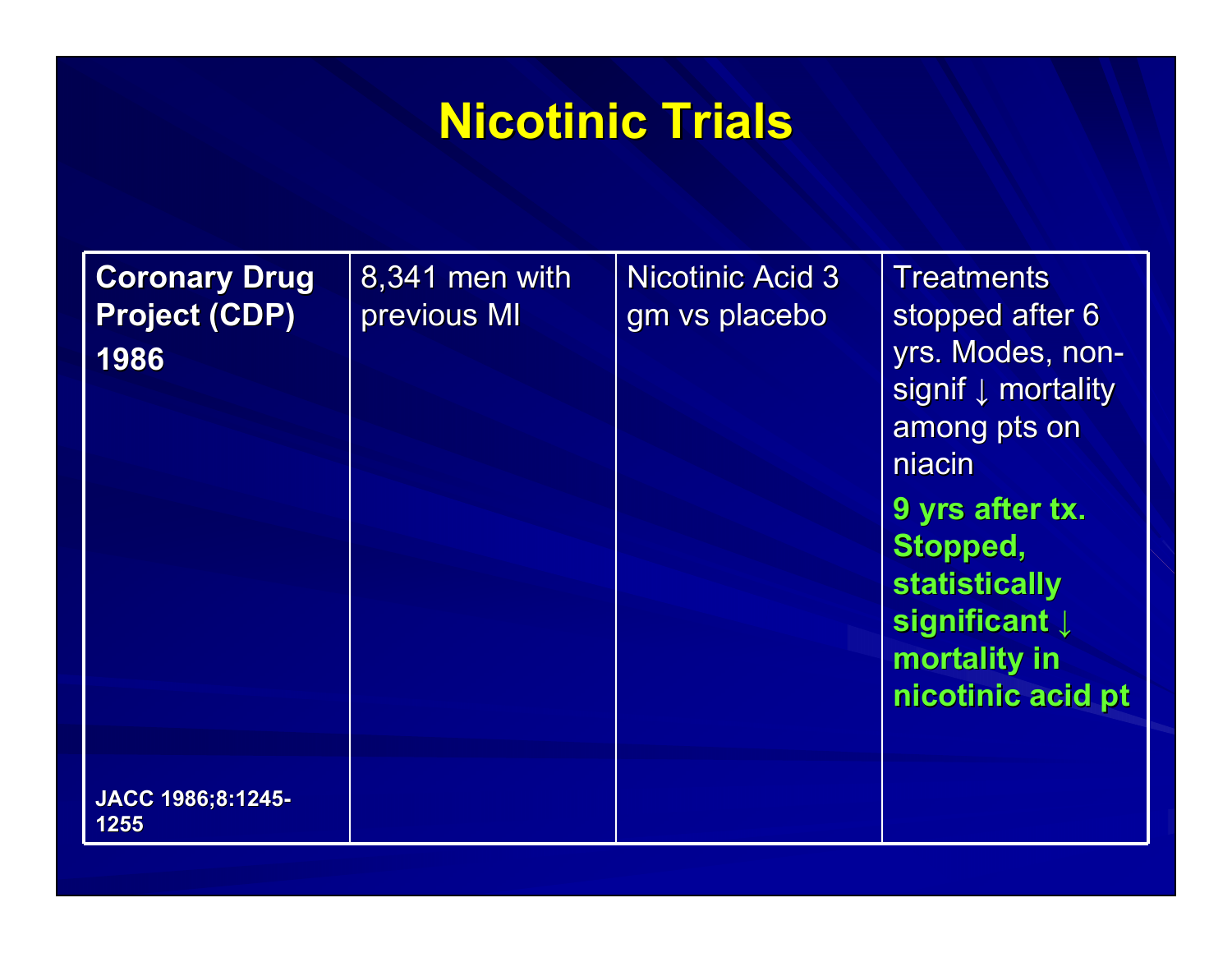# Nicotinic Trials

| **Coronary Drug Project (CDP) 1986**<br><br>**JACC 1986;8:1245-1255** | 8,341 men with previous MI | Nicotinic Acid 3 gm vs placebo | Treatments stopped after 6 yrs. Modes, non-signif ↓ mortality among pts on niacin<br><br>**9 yrs after tx. Stopped, statistically significant ↓ mortality in nicotinic acid pt** |
|---|---|---|---|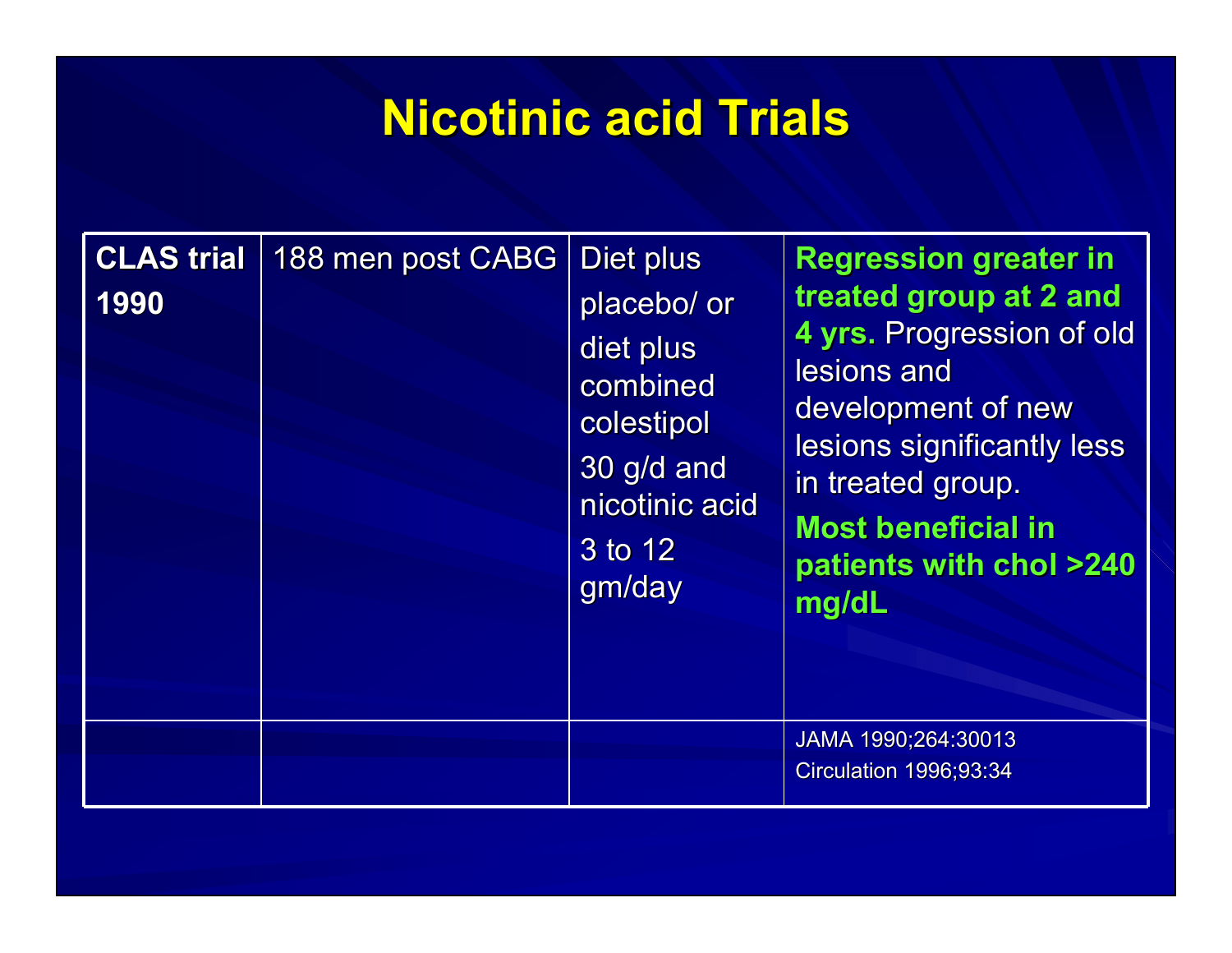# Nicotinic acid Trials

| | | | |
|---|---|---|---|
| **CLAS trial 1990** | 188 men post CABG | Diet plus placebo/ or diet plus combined colestipol 30 g/d and nicotinic acid 3 to 12 gm/day | **Regression greater in treated group at 2 and 4 yrs.** Progression of old lesions and development of new lesions significantly less in treated group. **Most beneficial in patients with chol >240 mg/dL** |
| | | | JAMA 1990;264:30013 Circulation 1996;93:34 |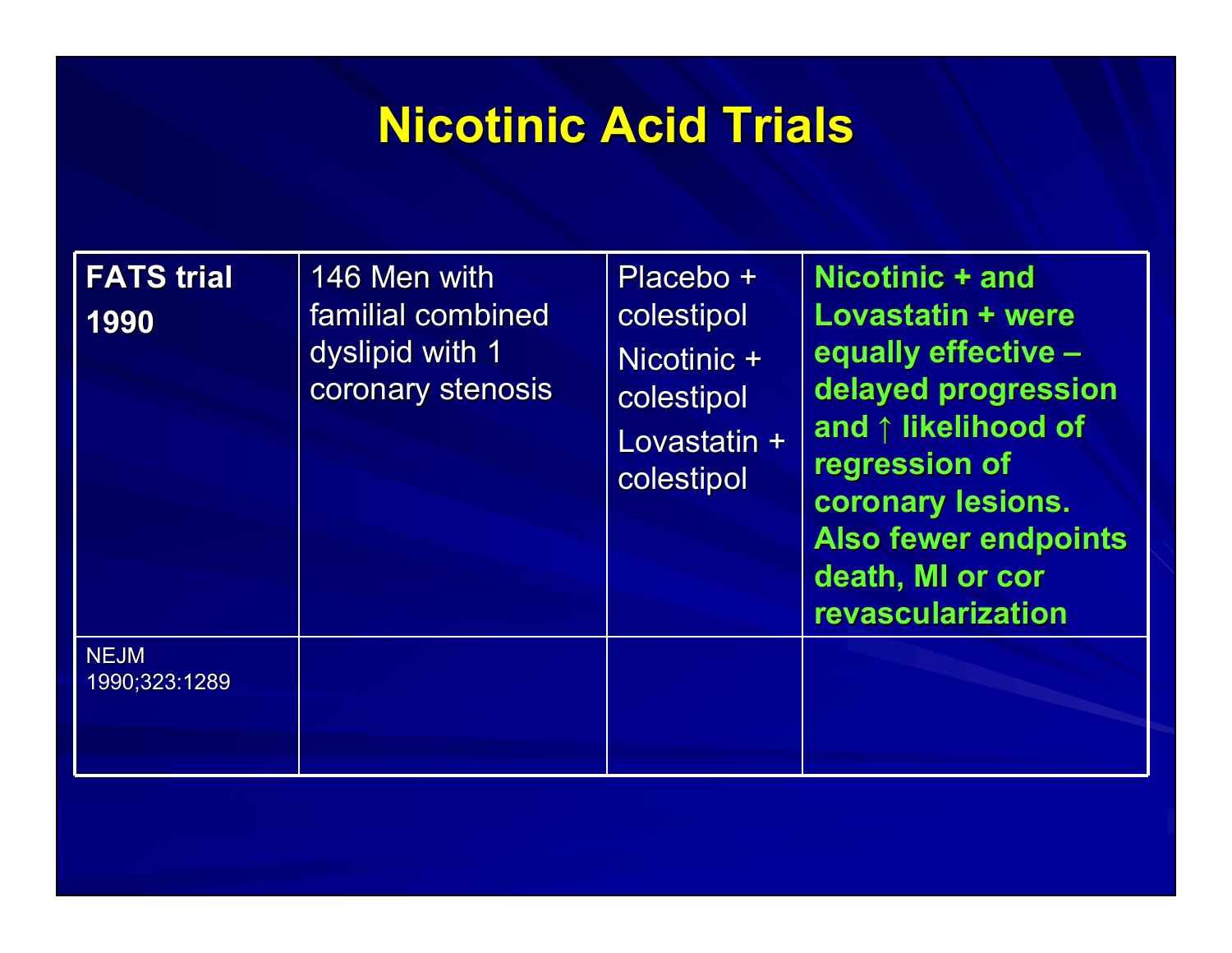# Nicotinic Acid Trials

| **FATS trial 1990** | 146 Men with familial combined dyslipid with 1 coronary stenosis | Placebo + colestipol<br>Nicotinic + colestipol<br>Lovastatin + colestipol | **Nicotinic + and Lovastatin + were equally effective – delayed progression and ↑ likelihood of regression of coronary lesions. Also fewer endpoints death, MI or cor revascularization** |
|---|---|---|---|
| NEJM 1990;323:1289 | | | |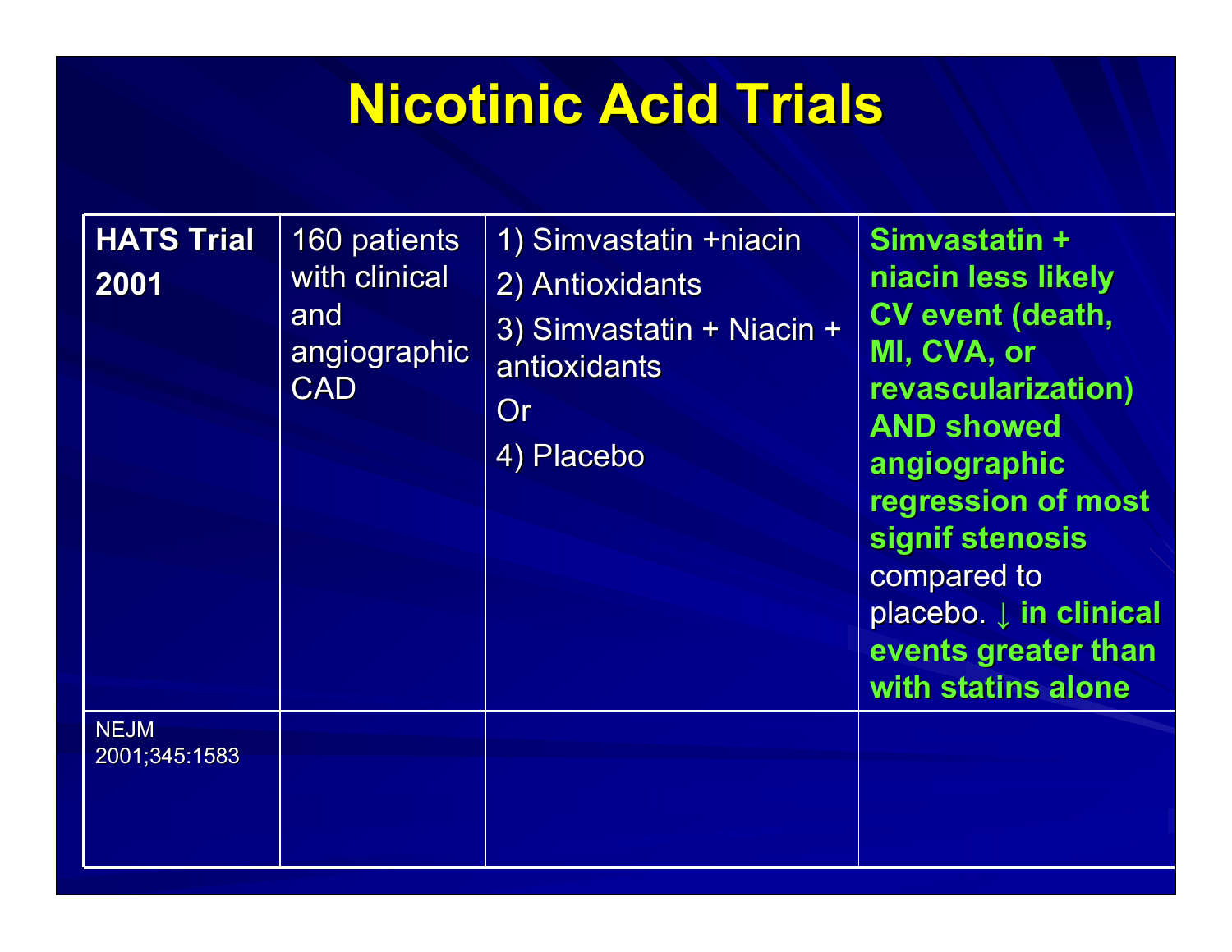# Nicotinic Acid Trials

| **HATS Trial 2001** | 160 patients with clinical and angiographic CAD | 1) Simvastatin +niacin<br>2) Antioxidants<br>3) Simvastatin + Niacin + antioxidants<br>Or<br>4) Placebo | **Simvastatin + niacin less likely CV event (death, MI, CVA, or revascularization) AND showed angiographic regression of most signif stenosis** compared to placebo. **↓ in clinical events greater than with statins alone** |
|---|---|---|---|
| NEJM 2001;345:1583 | | | |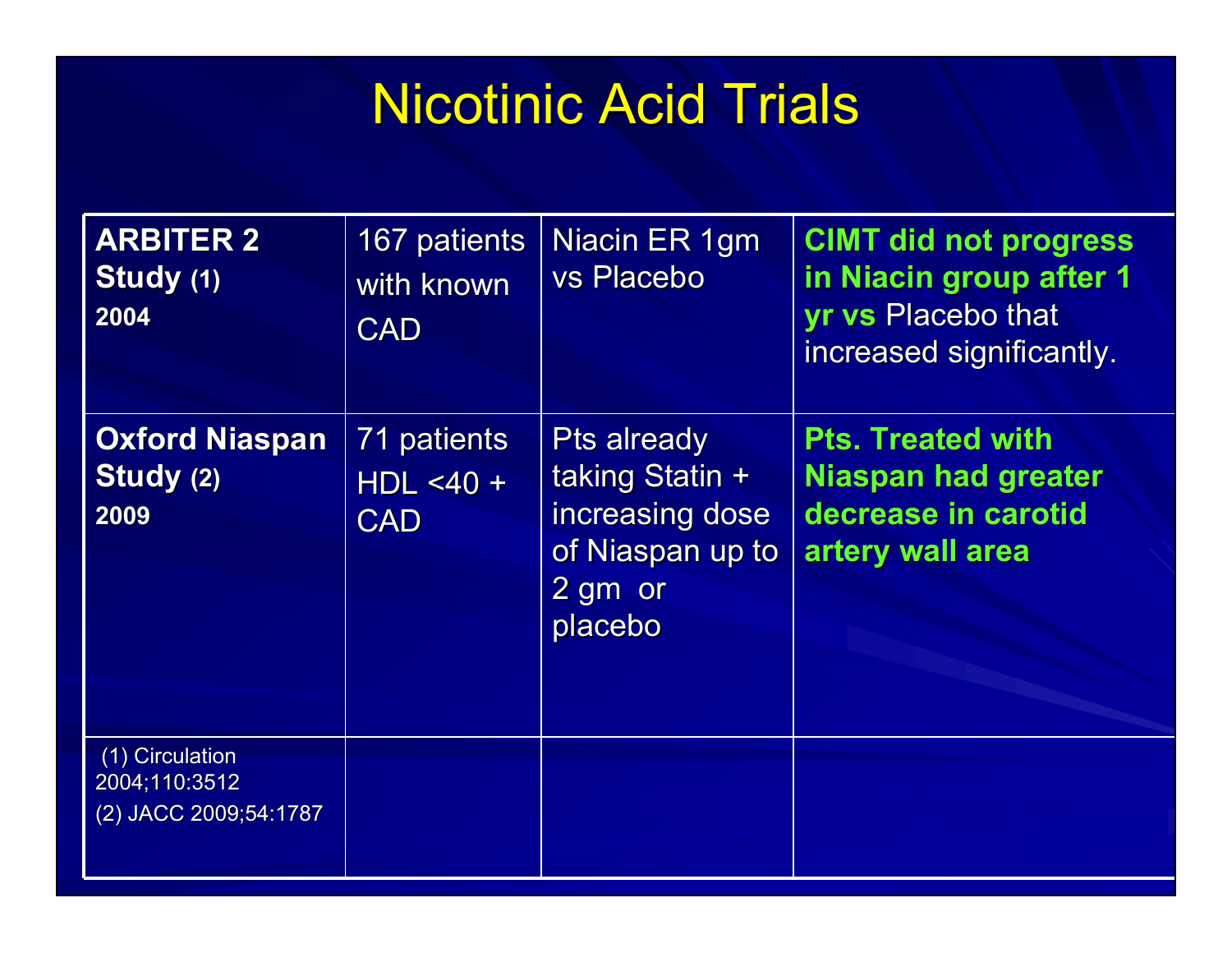# Nicotinic Acid Trials

| | | | |
|---|---|---|---|
| **ARBITER 2 Study (1)** **2004** | 167 patients with known CAD | Niacin ER 1gm vs Placebo | **CIMT did not progress in Niacin group after 1 yr vs** Placebo that increased significantly. |
| **Oxford Niaspan Study (2)** **2009** | 71 patients HDL <40 + CAD | Pts already taking Statin + increasing dose of Niaspan up to 2 gm or placebo | **Pts. Treated with Niaspan had greater decrease in carotid artery wall area** |
| (1) Circulation 2004;110:3512<br>(2) JACC 2009;54:1787 | | | |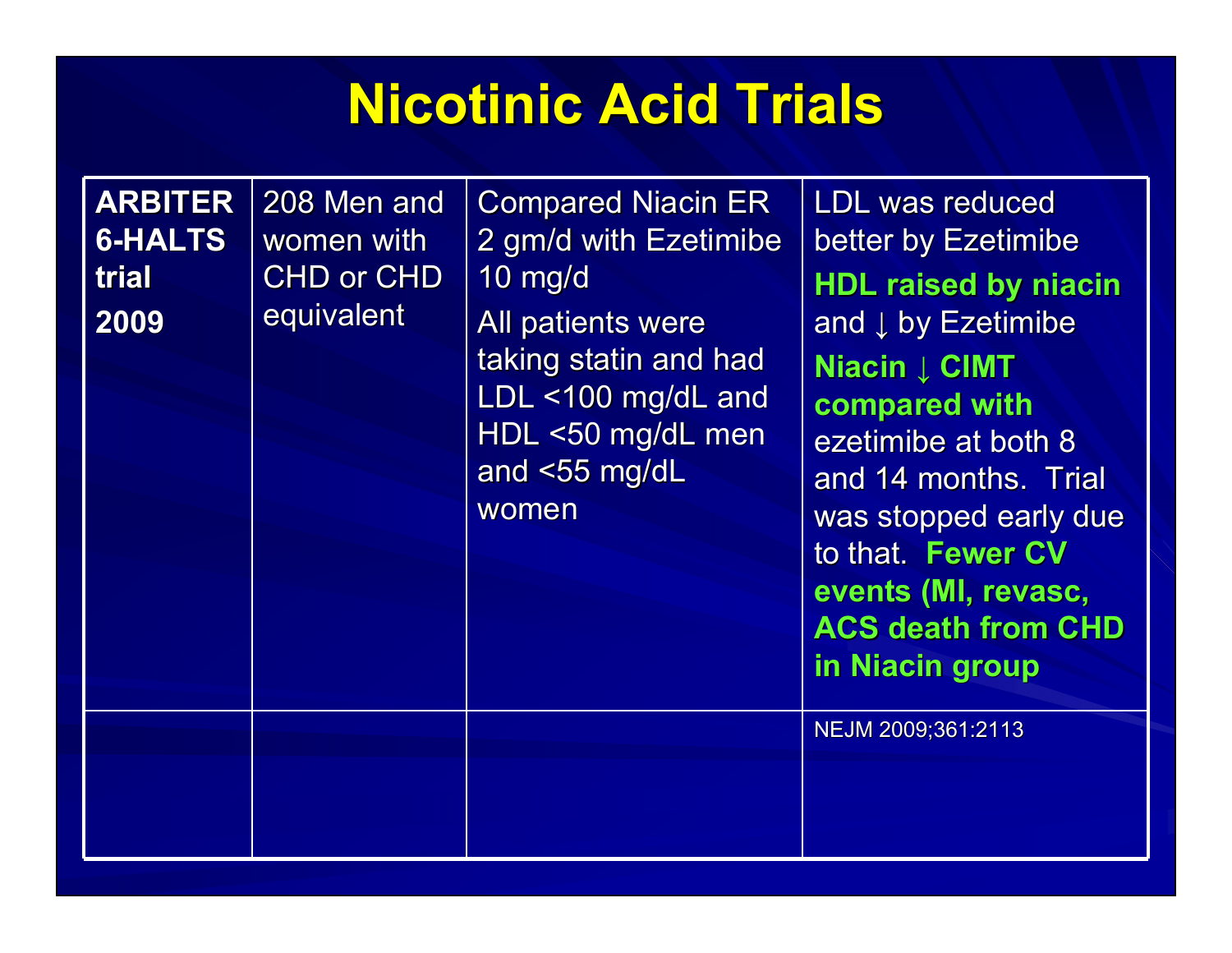# Nicotinic Acid Trials

| | | | |
|---|---|---|---|
| **ARBITER 6-HALTS trial 2009** | 208 Men and women with CHD or CHD equivalent | Compared Niacin ER 2 gm/d with Ezetimibe 10 mg/d<br>All patients were taking statin and had LDL <100 mg/dL and HDL <50 mg/dL men and <55 mg/dL women | LDL was reduced better by Ezetimibe<br>**HDL raised by niacin** and ↓ by Ezetimibe<br>**Niacin ↓ CIMT compared with** ezetimibe at both 8 and 14 months. Trial was stopped early due to that. **Fewer CV events (MI, revasc, ACS death from CHD in Niacin group** |
| | | | NEJM 2009;361:2113 |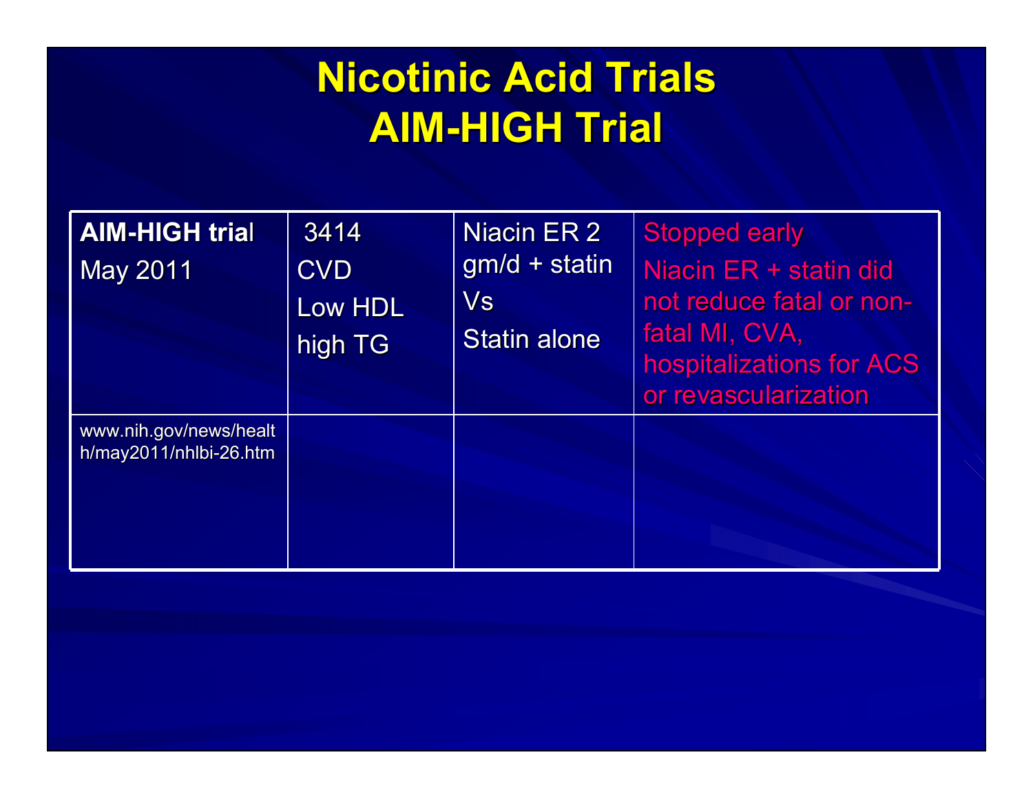# Nicotinic Acid Trials
# AIM-HIGH Trial

| **AIM-HIGH trial** May 2011 | 3414 CVD Low HDL high TG | Niacin ER 2 gm/d + statin Vs Statin alone | Stopped early Niacin ER + statin did not reduce fatal or non-fatal MI, CVA, hospitalizations for ACS or revascularization |
|---|---|---|---|
| www.nih.gov/news/health/may2011/nhlbi-26.htm | | | |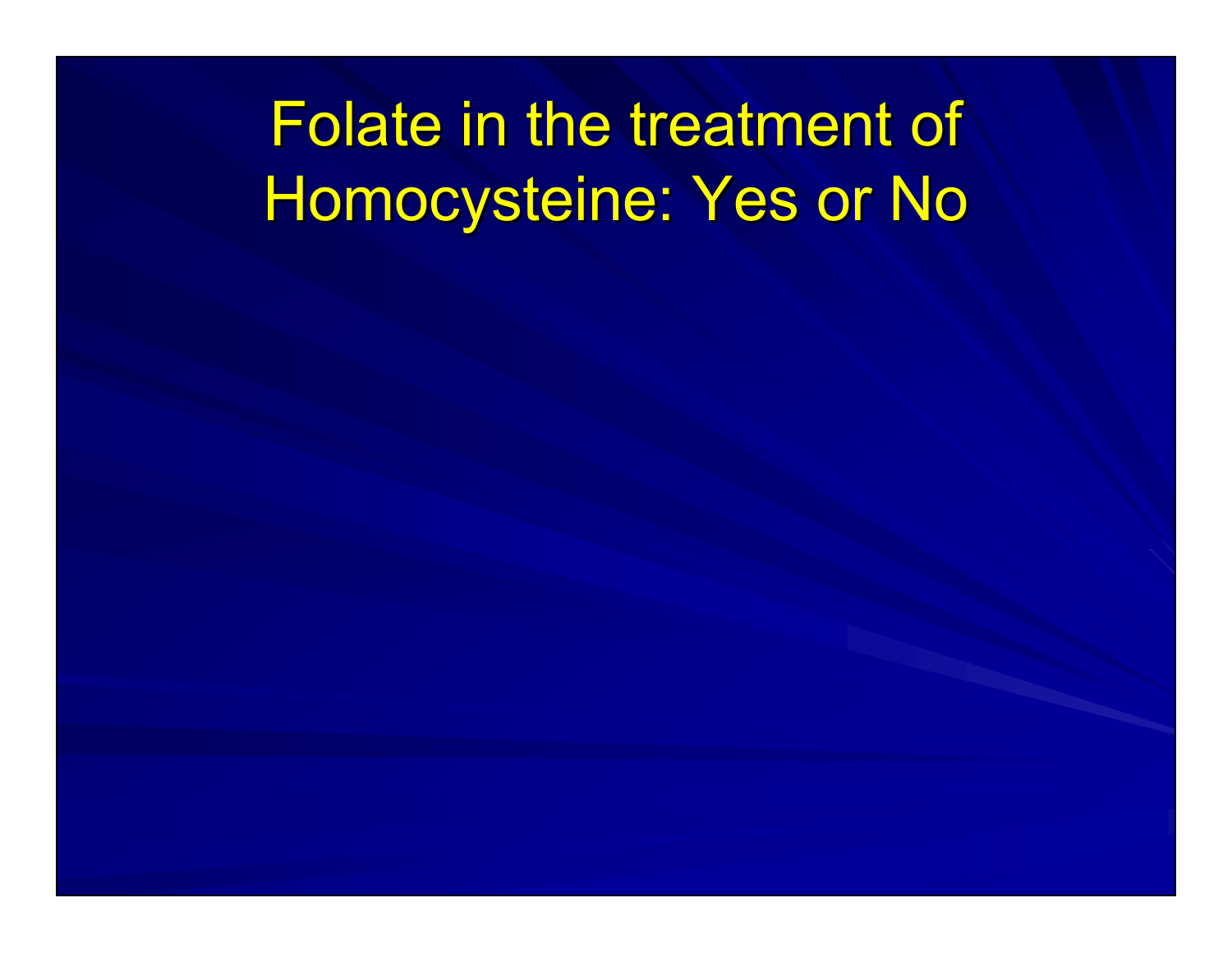# Folate in the treatment of Homocysteine: Yes or No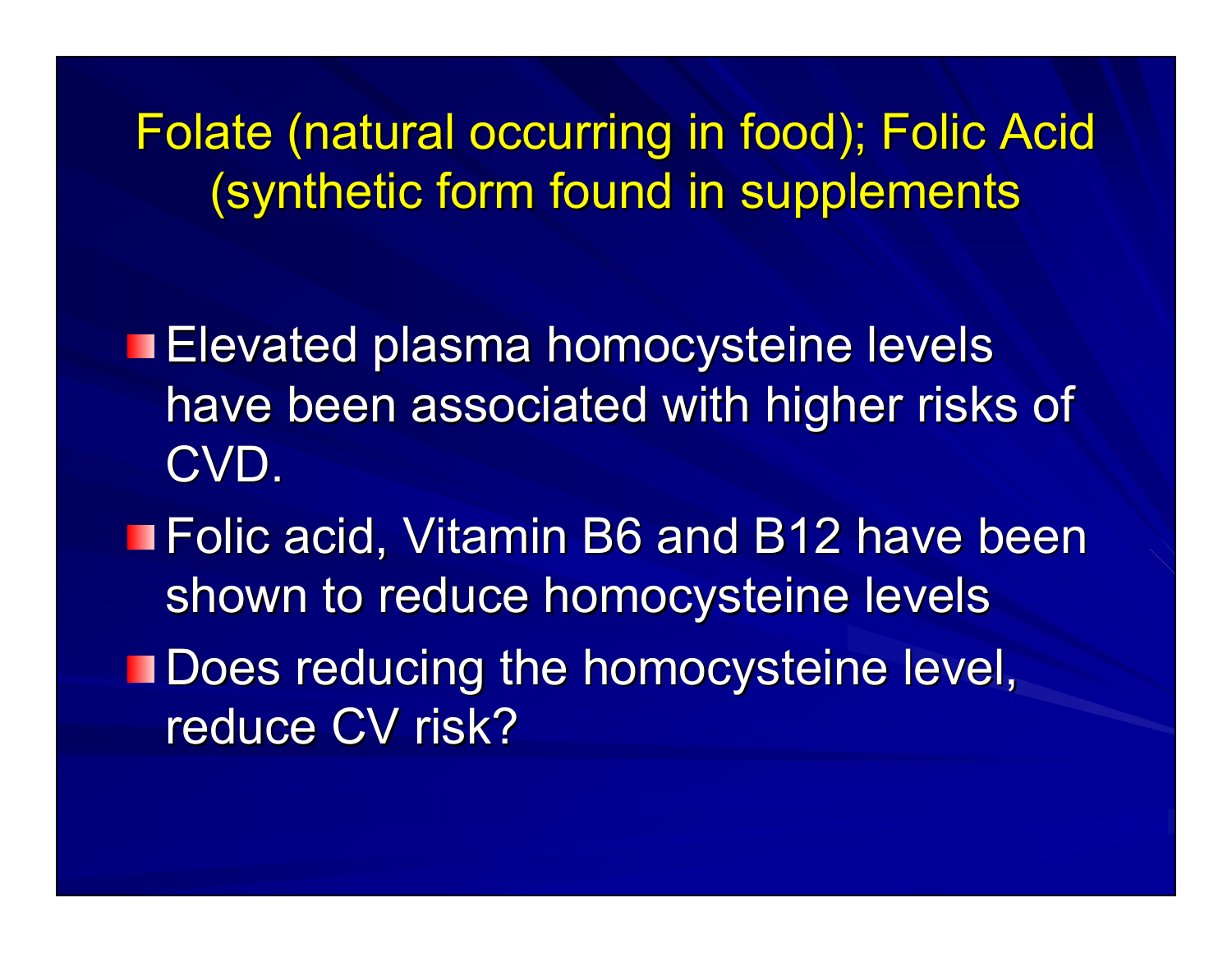# Folate (natural occurring in food); Folic Acid (synthetic form found in supplements

- Elevated plasma homocysteine levels have been associated with higher risks of CVD.
- Folic acid, Vitamin B6 and B12 have been shown to reduce homocysteine levels
- Does reducing the homocysteine level, reduce CV risk?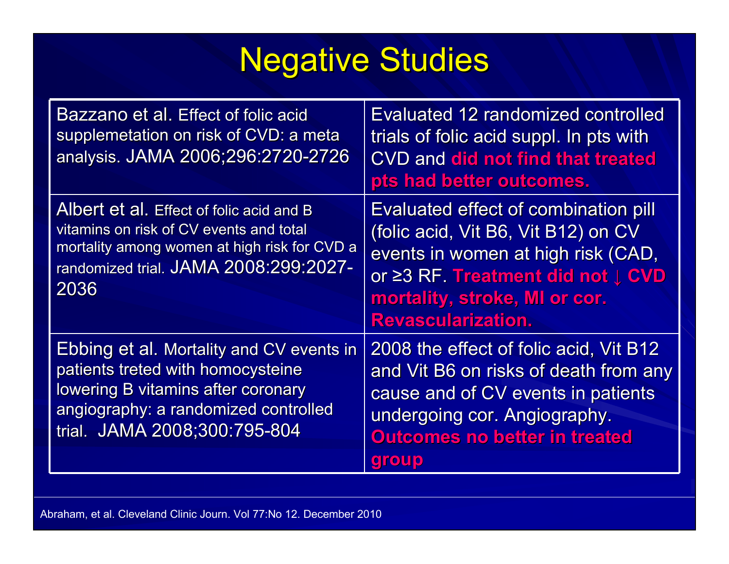# Negative Studies

| | |
|---|---|
| Bazzano et al. Effect of folic acid supplemetation on risk of CVD: a meta analysis. JAMA 2006;296:2720-2726 | Evaluated 12 randomized controlled trials of folic acid suppl. In pts with CVD and **did not find that treated pts had better outcomes.** |
| Albert et al. Effect of folic acid and B vitamins on risk of CV events and total mortality among women at high risk for CVD a randomized trial. JAMA 2008:299:2027-2036 | Evaluated effect of combination pill (folic acid, Vit B6, Vit B12) on CV events in women at high risk (CAD, or ≥3 RF. **Treatment did not ↓ CVD mortality, stroke, MI or cor. Revascularization.** |
| Ebbing et al. Mortality and CV events in patients treted with homocysteine lowering B vitamins after coronary angiography: a randomized controlled trial. JAMA 2008;300:795-804 | 2008 the effect of folic acid, Vit B12 and Vit B6 on risks of death from any cause and of CV events in patients undergoing cor. Angiography. **Outcomes no better in treated group** |

Abraham, et al. Cleveland Clinic Journ. Vol 77:No 12. December 2010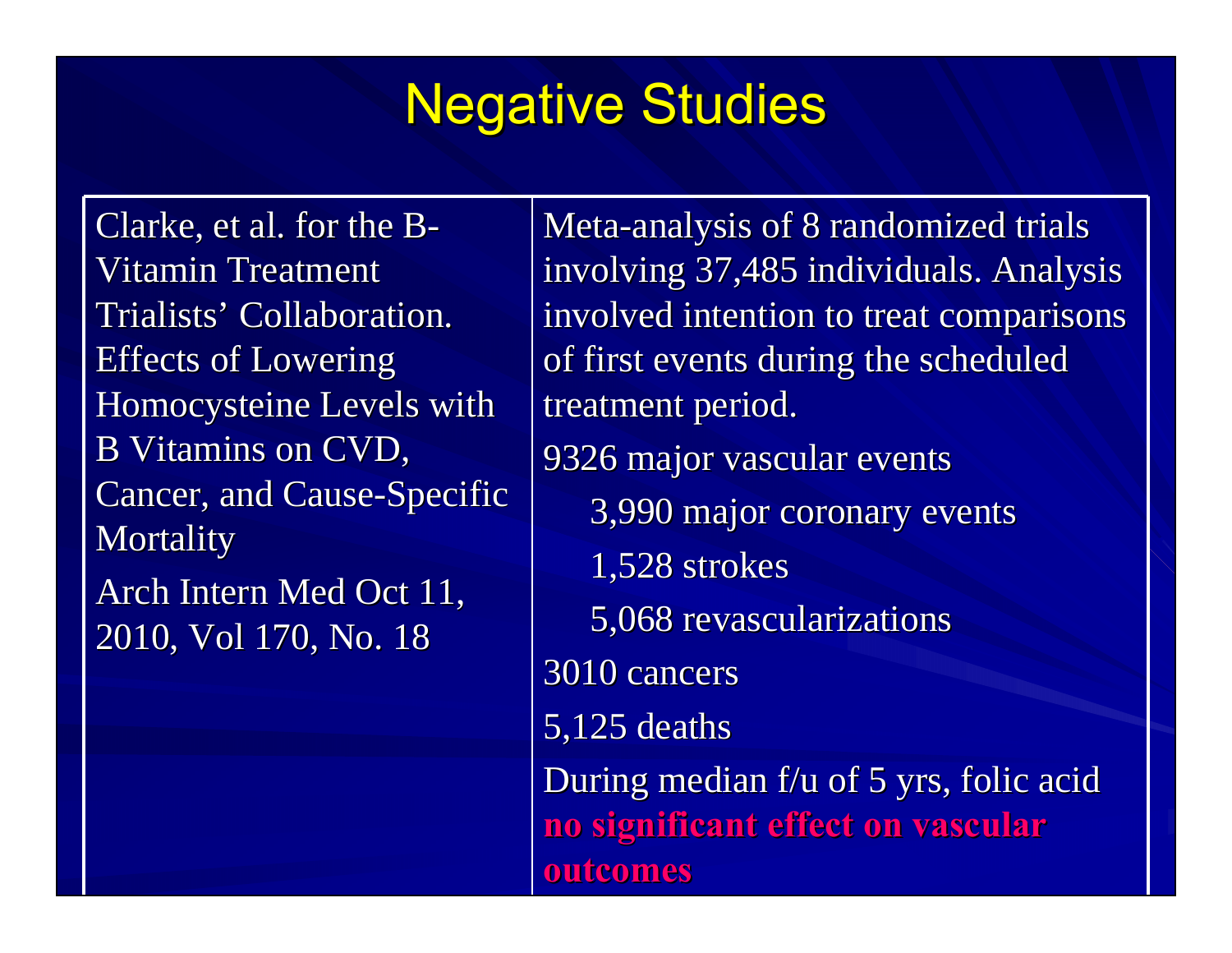# Negative Studies

| | |
|---|---|
| Clarke, et al. for the B-Vitamin Treatment Trialists' Collaboration. Effects of Lowering Homocysteine Levels with B Vitamins on CVD, Cancer, and Cause-Specific Mortality<br><br>Arch Intern Med Oct 11, 2010, Vol 170, No. 18 | Meta-analysis of 8 randomized trials involving 37,485 individuals. Analysis involved intention to treat comparisons of first events during the scheduled treatment period.<br><br>9326 major vascular events<br>3,990 major coronary events<br>1,528 strokes<br>5,068 revascularizations<br><br>3010 cancers<br><br>5,125 deaths<br><br>During median f/u of 5 yrs, folic acid **no significant effect on vascular outcomes** |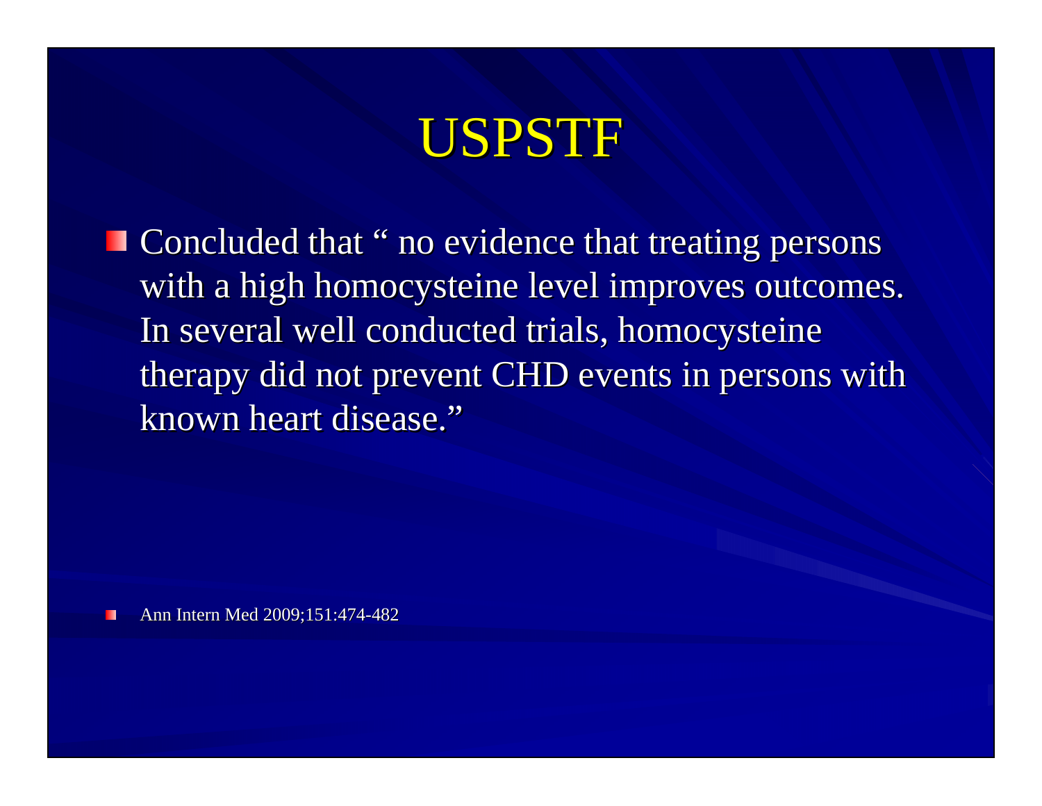# USPSTF

- Concluded that " no evidence that treating persons with a high homocysteine level improves outcomes. In several well conducted trials, homocysteine therapy did not prevent CHD events in persons with known heart disease."

- Ann Intern Med 2009;151:474-482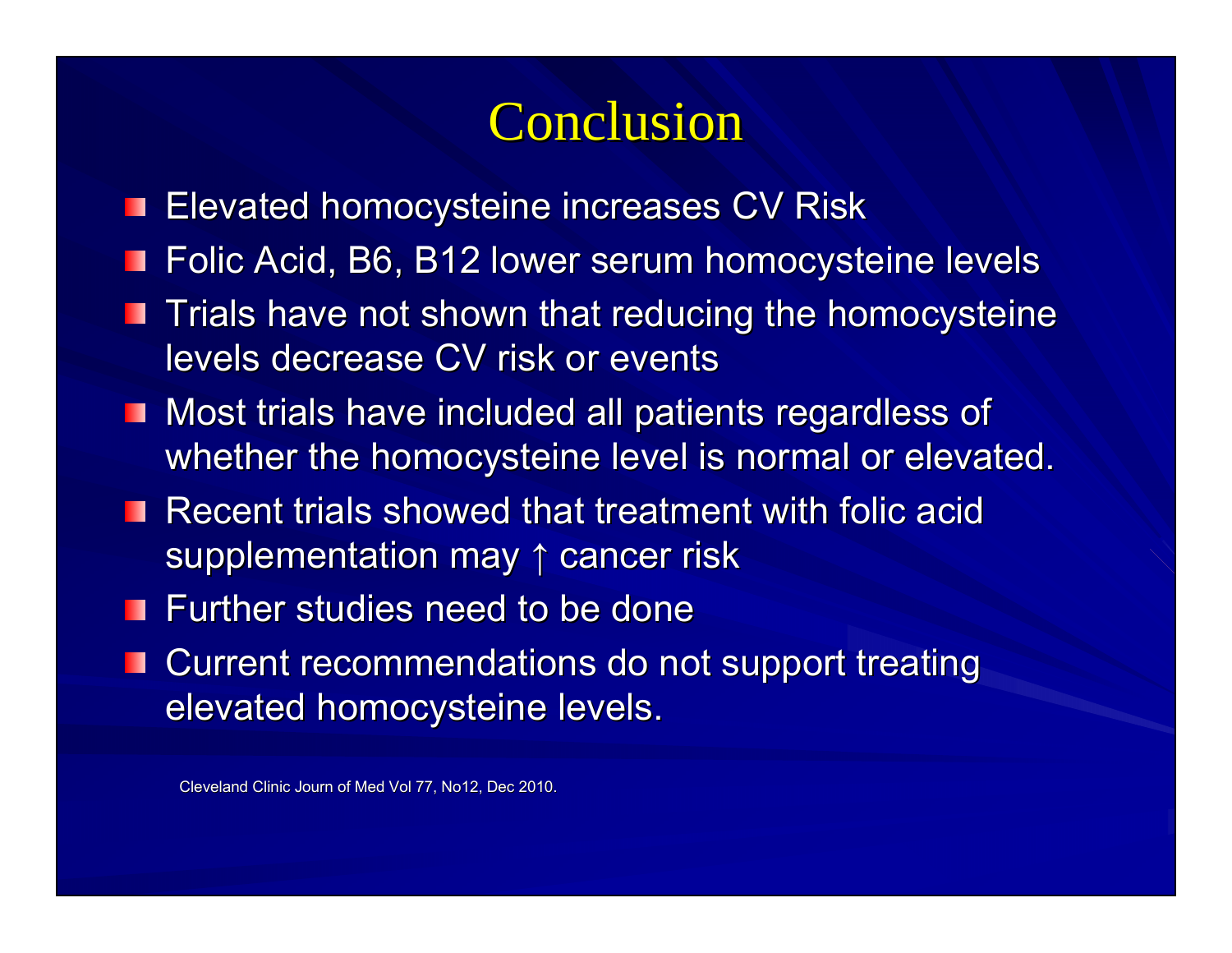# Conclusion

- Elevated homocysteine increases CV Risk
- Folic Acid, B6, B12 lower serum homocysteine levels
- Trials have not shown that reducing the homocysteine levels decrease CV risk or events
- Most trials have included all patients regardless of whether the homocysteine level is normal or elevated.
- Recent trials showed that treatment with folic acid supplementation may ↑ cancer risk
- Further studies need to be done
- Current recommendations do not support treating elevated homocysteine levels.

Cleveland Clinic Journ of Med Vol 77, No12, Dec 2010.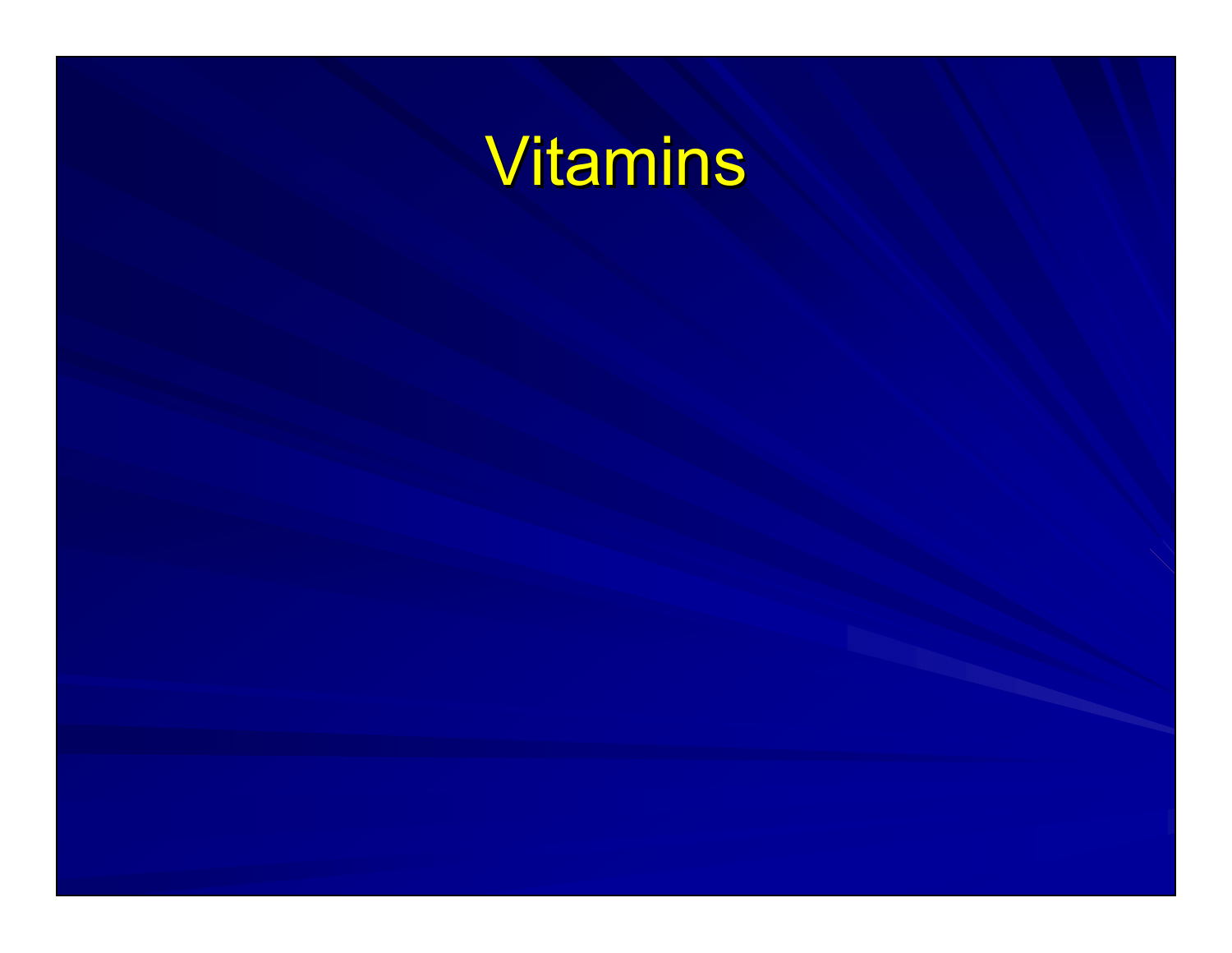# Vitamins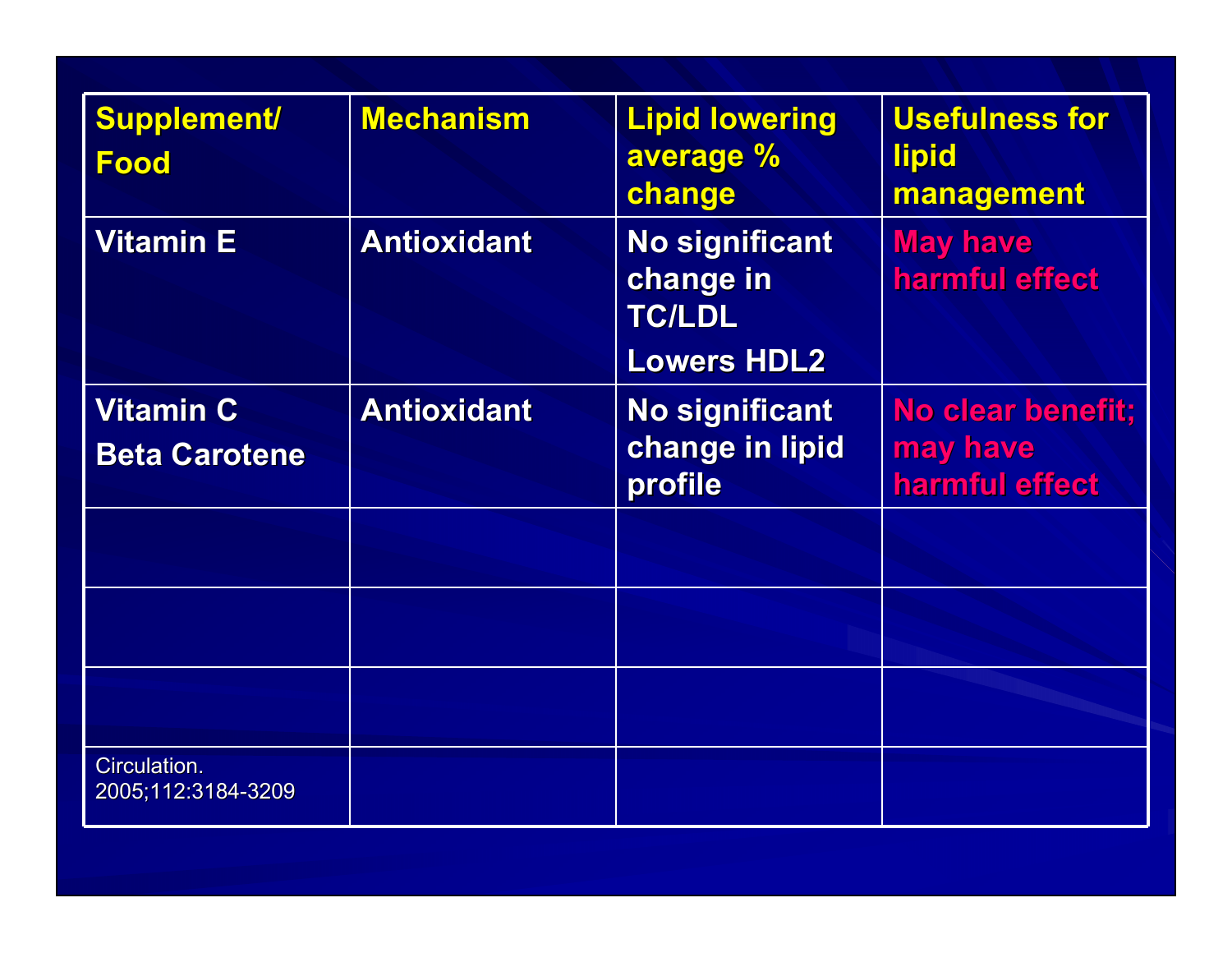| Supplement/ Food | Mechanism | Lipid lowering average % change | Usefulness for lipid management |
|---|---|---|---|
| Vitamin E | Antioxidant | No significant change in TC/LDL<br>Lowers HDL2 | May have harmful effect |
| Vitamin C<br>Beta Carotene | Antioxidant | No significant change in lipid profile | No clear benefit; may have harmful effect |
| | | | |
| | | | |
| | | | |
| Circulation. 2005;112:3184-3209 | | | |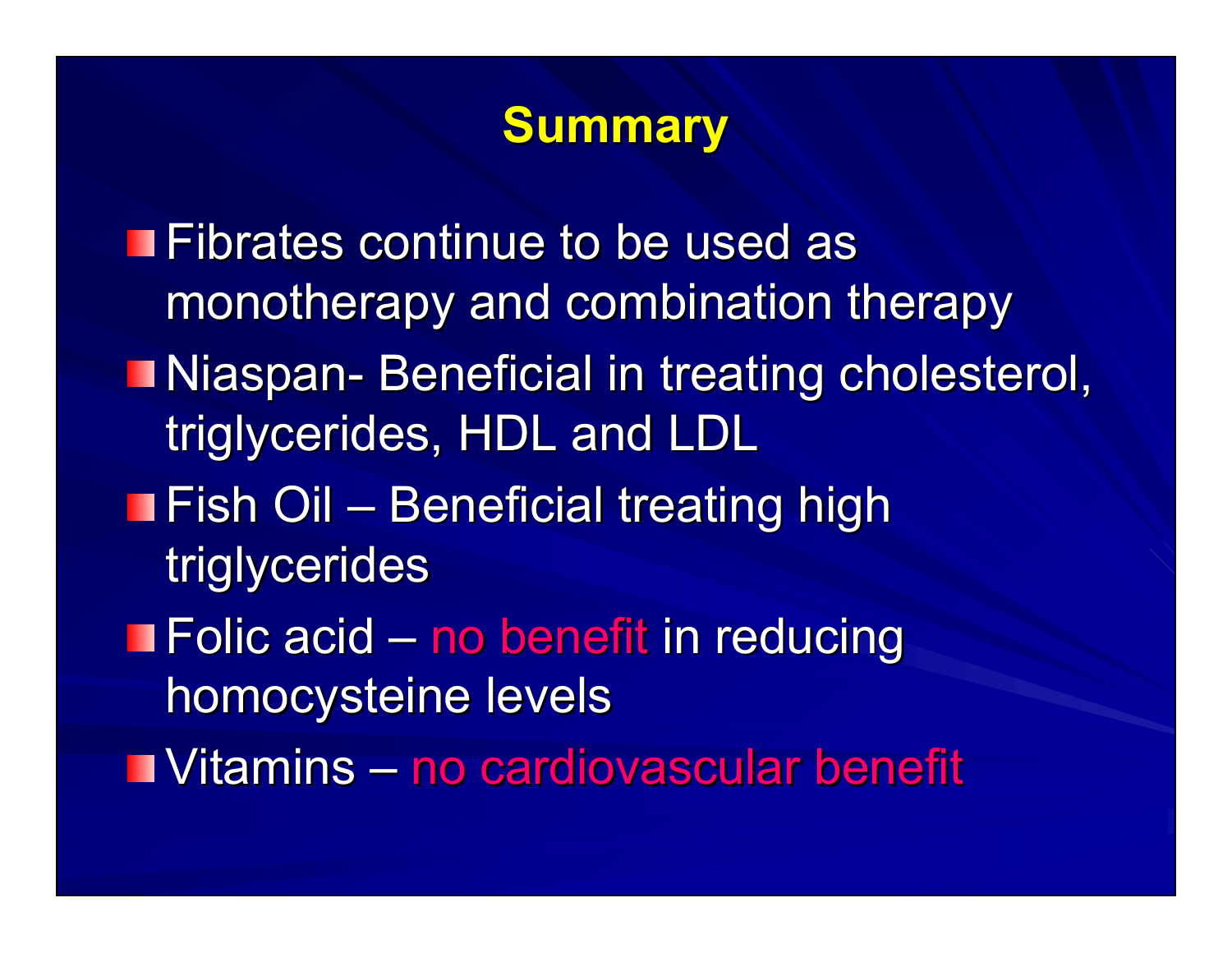# Summary

- Fibrates continue to be used as monotherapy and combination therapy
- Niaspan- Beneficial in treating cholesterol, triglycerides, HDL and LDL
- Fish Oil – Beneficial treating high triglycerides
- Folic acid – no benefit in reducing homocysteine levels
- Vitamins – no cardiovascular benefit